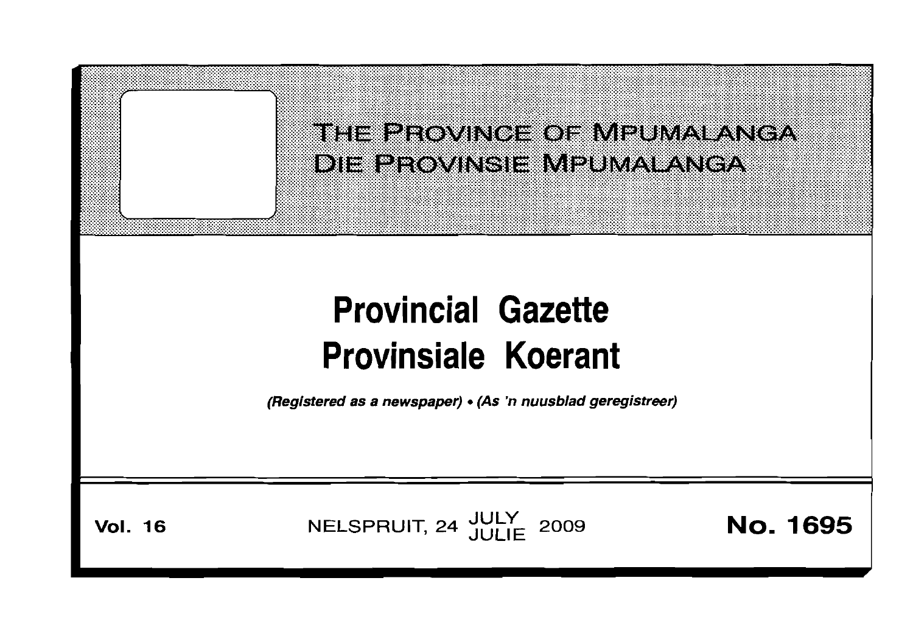# THE PROVINCE OF MPUMALANGA
# DIE PROVINSIE MPUMALANGA

# Provincial Gazette
# Provinsiale Koerant

*(Registered as a newspaper) • (As 'n nuusblad geregistreer)*

**Vol. 16** NELSPRUIT, 24 JULY JULIE 2009 **No. 1695**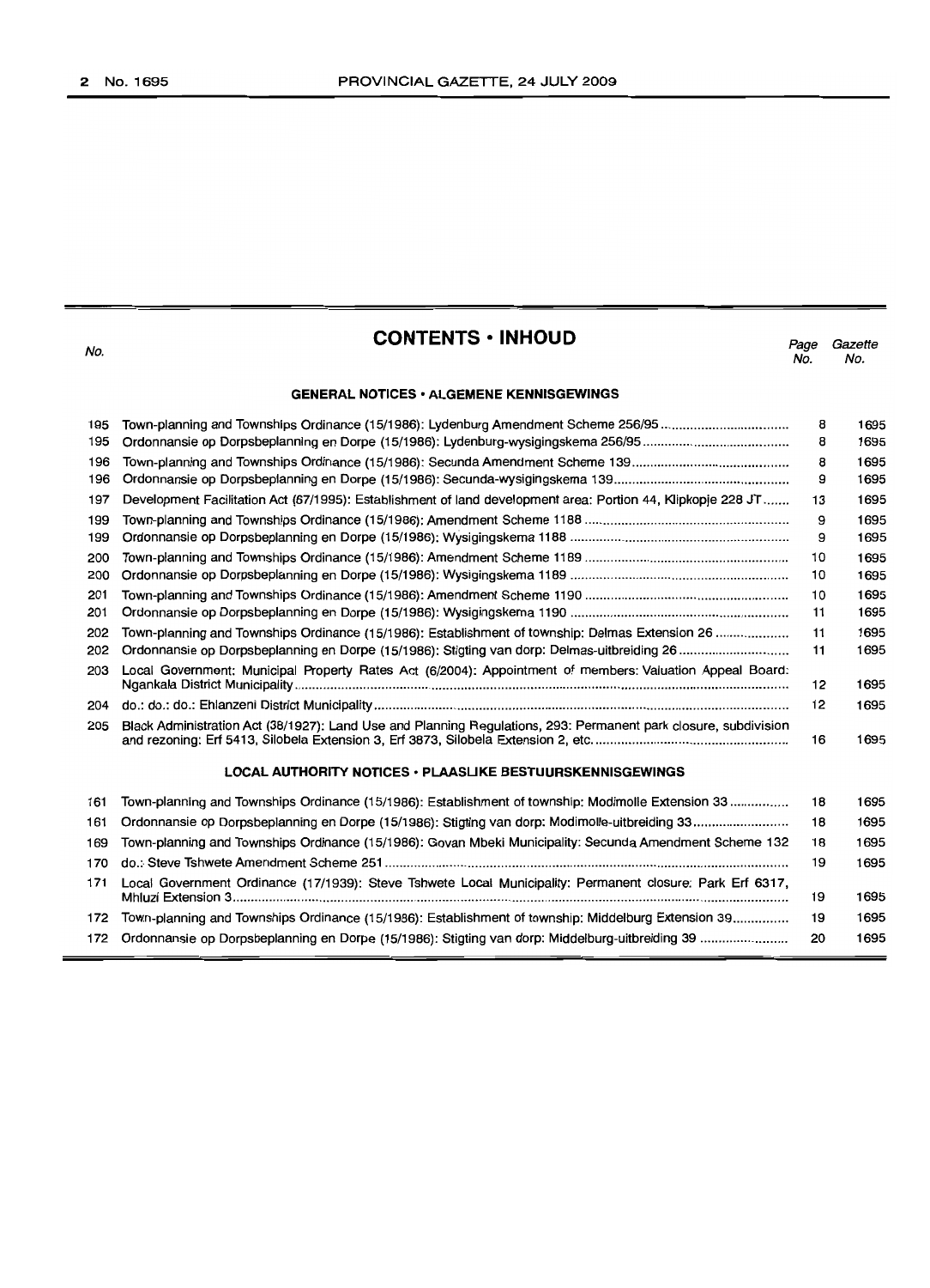# CONTENTS • INHOUD

| No. | | Page No. | Gazette No. |
|---|---|---|---|
| | **GENERAL NOTICES • ALGEMENE KENNISGEWINGS** | | |
| 195 | Town-planning and Townships Ordinance (15/1986): Lydenburg Amendment Scheme 256/95 | 8 | 1695 |
| 195 | Ordonnansie op Dorpsbeplanning en Dorpe (15/1986): Lydenburg-wysigingskema 256/95 | 8 | 1695 |
| 196 | Town-planning and Townships Ordinance (15/1986): Secunda Amendment Scheme 139 | 8 | 1695 |
| 196 | Ordonnansie op Dorpsbeplanning en Dorpe (15/1986): Secunda-wysigingskema 139 | 9 | 1695 |
| 197 | Development Facilitation Act (67/1995): Establishment of land development area: Portion 44, Klipkopje 228 JT | 13 | 1695 |
| 199 | Town-planning and Townships Ordinance (15/1986): Amendment Scheme 1188 | 9 | 1695 |
| 199 | Ordonnansie op Dorpsbeplanning en Dorpe (15/1986): Wysigingskema 1188 | 9 | 1695 |
| 200 | Town-planning and Townships Ordinance (15/1986): Amendment Scheme 1189 | 10 | 1695 |
| 200 | Ordonnansie op Dorpsbeplanning en Dorpe (15/1986): Wysigingskema 1189 | 10 | 1695 |
| 201 | Town-planning and Townships Ordinance (15/1986): Amendment Scheme 1190 | 10 | 1695 |
| 201 | Ordonnansie op Dorpsbeplanning en Dorpe (15/1986): Wysigingskema 1190 | 11 | 1695 |
| 202 | Town-planning and Townships Ordinance (15/1986): Establishment of township: Delmas Extension 26 | 11 | 1695 |
| 202 | Ordonnansie op Dorpsbeplanning en Dorpe (15/1986): Stigting van dorp: Delmas-uitbreiding 26 | 11 | 1695 |
| 203 | Local Government: Municipal Property Rates Act (6/2004): Appointment of members: Valuation Appeal Board: Nganka District Municipality | 12 | 1695 |
| 204 | do.: do.: do.: Ehlanzeni District Municipality | 12 | 1695 |
| 205 | Black Administration Act (38/1927): Land Use and Planning Regulations, 293: Permanent park closure, subdivision and rezoning: Erf 5413, Silobela Extension 3, Erf 3873, Silobela Extension 2, etc. | 16 | 1695 |
| | **LOCAL AUTHORITY NOTICES • PLAASLIKE BESTUURSKENNISGEWINGS** | | |
| 161 | Town-planning and Townships Ordinance (15/1986): Establishment of township: Modimolle Extension 33 | 18 | 1695 |
| 161 | Ordonnansie op Dorpsbeplanning en Dorpe (15/1986): Stigting van dorp: Modimolle-uitbreiding 33 | 18 | 1695 |
| 169 | Town-planning and Townships Ordinance (15/1986): Govan Mbeki Municipality: Secunda Amendment Scheme 132 | 18 | 1695 |
| 170 | do.: Steve Tshwete Amendment Scheme 251 | 19 | 1695 |
| 171 | Local Government Ordinance (17/1939): Steve Tshwete Local Municipality: Permanent closure: Park Erf 6317, Mhluzi Extension 3 | 19 | 1695 |
| 172 | Town-planning and Townships Ordinance (15/1986): Establishment of township: Middelburg Extension 39 | 19 | 1695 |
| 172 | Ordonnansie op Dorpsbeplanning en Dorpe (15/1986): Stigting van dorp: Middelburg-uitbreiding 39 | 20 | 1695 |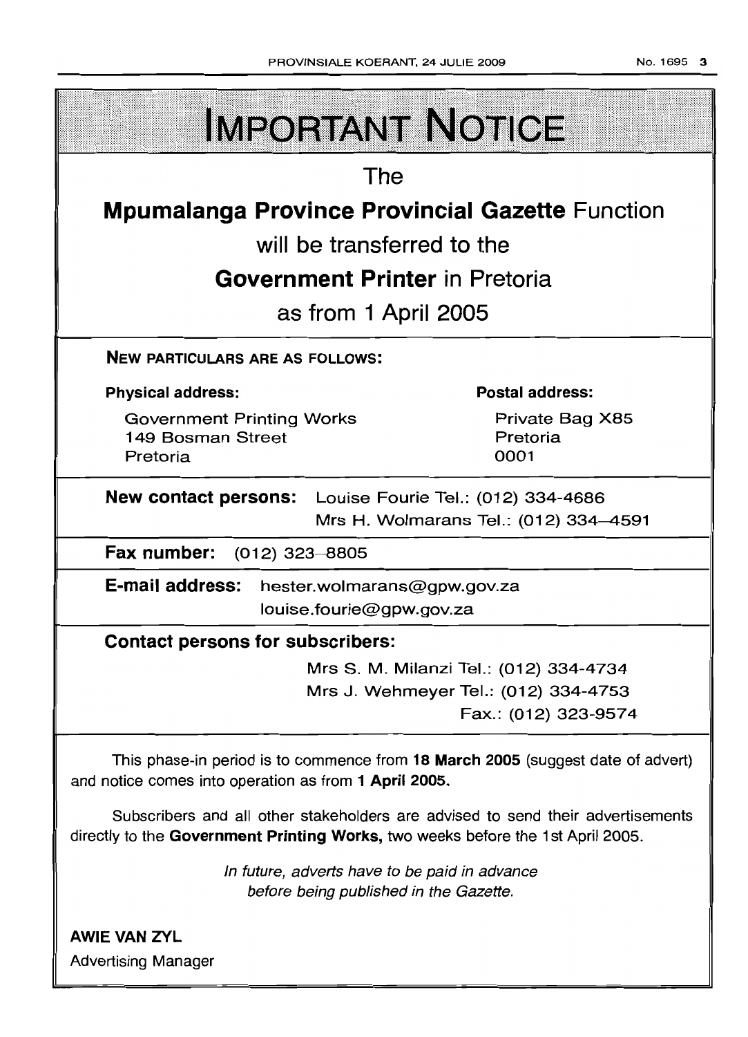# IMPORTANT NOTICE

The

**Mpumalanga Province Provincial Gazette** Function

will be transferred to the

**Government Printer** in Pretoria

as from 1 April 2005

**NEW PARTICULARS ARE AS FOLLOWS:**

**Physical address:**

Government Printing Works
149 Bosman Street
Pretoria

**Postal address:**

Private Bag X85
Pretoria
0001

**New contact persons:** Louise Fourie Tel.: (012) 334-4686
Mrs H. Wolmarans Tel.: (012) 334–4591

**Fax number:** (012) 323–8805

**E-mail address:** hester.wolmarans@gpw.gov.za
louise.fourie@gpw.gov.za

**Contact persons for subscribers:**

Mrs S. M. Milanzi Tel.: (012) 334-4734
Mrs J. Wehmeyer Tel.: (012) 334-4753
Fax.: (012) 323-9574

This phase-in period is to commence from **18 March 2005** (suggest date of advert) and notice comes into operation as from **1 April 2005.**

Subscribers and all other stakeholders are advised to send their advertisements directly to the **Government Printing Works,** two weeks before the 1st April 2005.

*In future, adverts have to be paid in advance before being published in the Gazette.*

**AWIE VAN ZYL**
Advertising Manager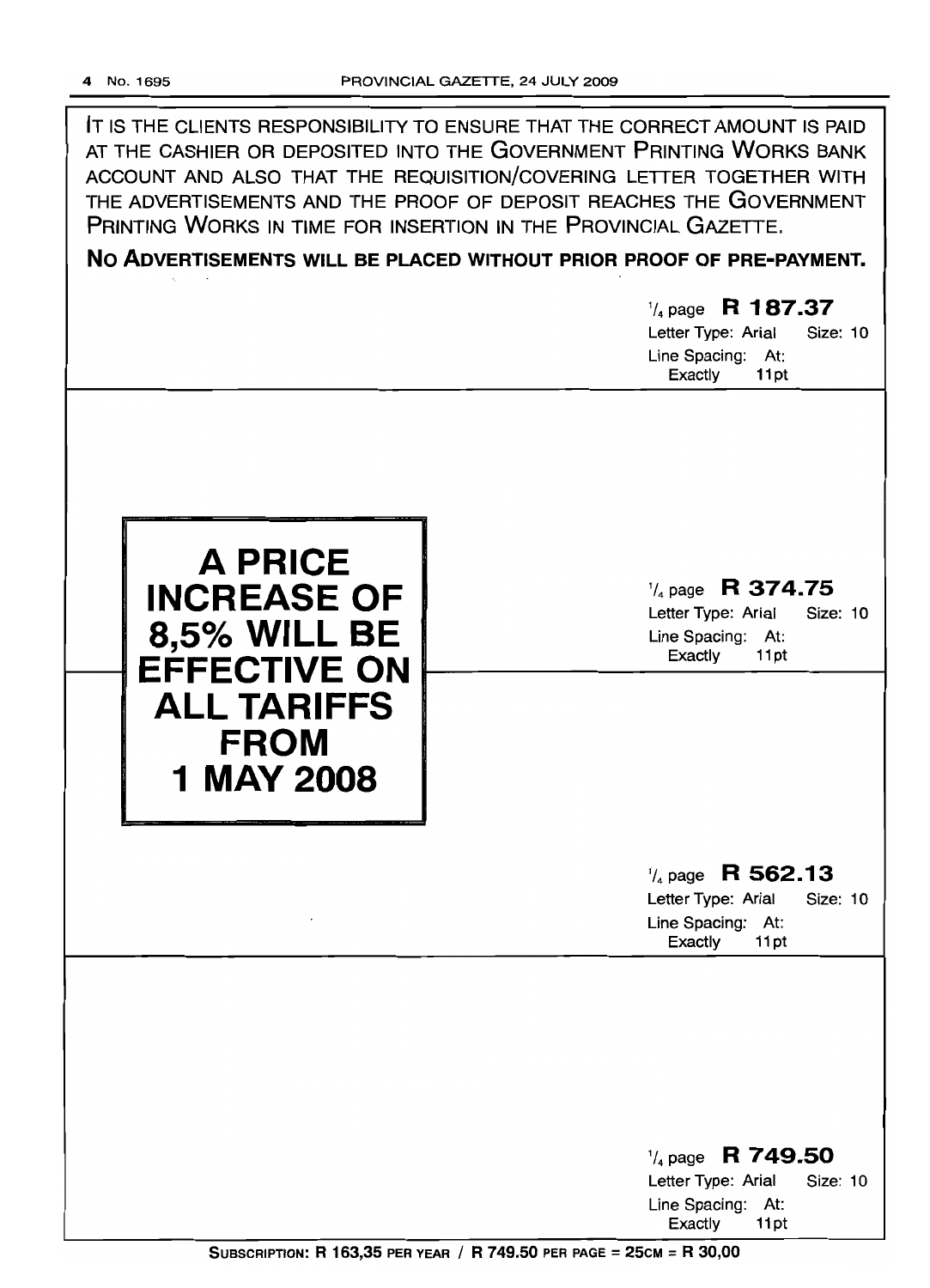IT IS THE CLIENTS RESPONSIBILITY TO ENSURE THAT THE CORRECT AMOUNT IS PAID AT THE CASHIER OR DEPOSITED INTO THE GOVERNMENT PRINTING WORKS BANK ACCOUNT AND ALSO THAT THE REQUISITION/COVERING LETTER TOGETHER WITH THE ADVERTISEMENTS AND THE PROOF OF DEPOSIT REACHES THE GOVERNMENT PRINTING WORKS IN TIME FOR INSERTION IN THE PROVINCIAL GAZETTE.

**NO ADVERTISEMENTS WILL BE PLACED WITHOUT PRIOR PROOF OF PRE-PAYMENT.**

1/4 page **R 187.37**
Letter Type: Arial Size: 10
Line Spacing: At: Exactly 11pt

**A PRICE INCREASE OF 8,5% WILL BE EFFECTIVE ON ALL TARIFFS FROM 1 MAY 2008**

1/4 page **R 374.75**
Letter Type: Arial Size: 10
Line Spacing: At: Exactly 11pt

1/4 page **R 562.13**
Letter Type: Arial Size: 10
Line Spacing: At: Exactly 11pt

1/4 page **R 749.50**
Letter Type: Arial Size: 10
Line Spacing: At: Exactly 11pt

**SUBSCRIPTION: R 163,35 PER YEAR / R 749.50 PER PAGE = 25CM = R 30,00**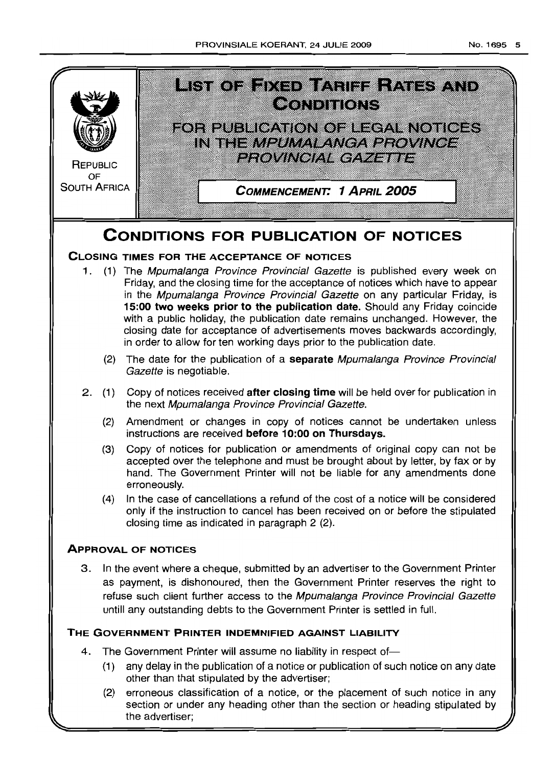REPUBLIC OF SOUTH AFRICA

# LIST OF FIXED TARIFF RATES AND CONDITIONS

## FOR PUBLICATION OF LEGAL NOTICES IN THE *MPUMALANGA PROVINCE PROVINCIAL GAZETTE*

**COMMENCEMENT: 1 APRIL 2005**

# CONDITIONS FOR PUBLICATION OF NOTICES

## CLOSING TIMES FOR THE ACCEPTANCE OF NOTICES

1. (1) The *Mpumalanga Province Provincial Gazette* is published every week on Friday, and the closing time for the acceptance of notices which have to appear in the *Mpumalanga Province Provincial Gazette* on any particular Friday, is **15:00 two weeks prior to the publication date.** Should any Friday coincide with a public holiday, the publication date remains unchanged. However, the closing date for acceptance of advertisements moves backwards accordingly, in order to allow for ten working days prior to the publication date.

   (2) The date for the publication of a **separate** *Mpumalanga Province Provincial Gazette* is negotiable.

2. (1) Copy of notices received **after closing time** will be held over for publication in the next *Mpumalanga Province Provincial Gazette*.

   (2) Amendment or changes in copy of notices cannot be undertaken unless instructions are received **before 10:00 on Thursdays.**

   (3) Copy of notices for publication or amendments of original copy can not be accepted over the telephone and must be brought about by letter, by fax or by hand. The Government Printer will not be liable for any amendments done erroneously.

   (4) In the case of cancellations a refund of the cost of a notice will be considered only if the instruction to cancel has been received on or before the stipulated closing time as indicated in paragraph 2 (2).

## APPROVAL OF NOTICES

3. In the event where a cheque, submitted by an advertiser to the Government Printer as payment, is dishonoured, then the Government Printer reserves the right to refuse such client further access to the *Mpumalanga Province Provincial Gazette* untill any outstanding debts to the Government Printer is settled in full.

## THE GOVERNMENT PRINTER INDEMNIFIED AGAINST LIABILITY

4. The Government Printer will assume no liability in respect of—

   (1) any delay in the publication of a notice or publication of such notice on any date other than that stipulated by the advertiser;

   (2) erroneous classification of a notice, or the placement of such notice in any section or under any heading other than the section or heading stipulated by the advertiser;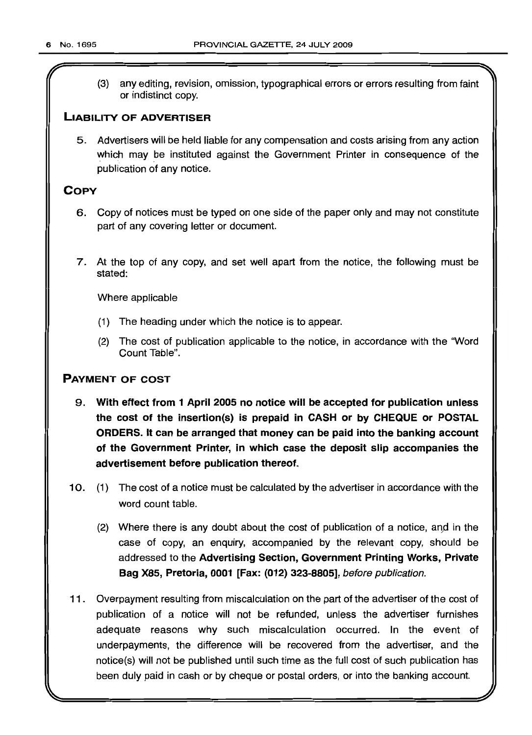(3) any editing, revision, omission, typographical errors or errors resulting from faint or indistinct copy.

## LIABILITY OF ADVERTISER

5. Advertisers will be held liable for any compensation and costs arising from any action which may be instituted against the Government Printer in consequence of the publication of any notice.

## COPY

6. Copy of notices must be typed on one side of the paper only and may not constitute part of any covering letter or document.

7. At the top of any copy, and set well apart from the notice, the following must be stated:

   Where applicable

   (1) The heading under which the notice is to appear.

   (2) The cost of publication applicable to the notice, in accordance with the "Word Count Table".

## PAYMENT OF COST

9. **With effect from 1 April 2005 no notice will be accepted for publication unless the cost of the insertion(s) is prepaid in CASH or by CHEQUE or POSTAL ORDERS. It can be arranged that money can be paid into the banking account of the Government Printer, in which case the deposit slip accompanies the advertisement before publication thereof.**

10. (1) The cost of a notice must be calculated by the advertiser in accordance with the word count table.

    (2) Where there is any doubt about the cost of publication of a notice, and in the case of copy, an enquiry, accompanied by the relevant copy, should be addressed to the **Advertising Section, Government Printing Works, Private Bag X85, Pretoria, 0001 [Fax: (012) 323-8805]**, *before publication.*

11. Overpayment resulting from miscalculation on the part of the advertiser of the cost of publication of a notice will not be refunded, unless the advertiser furnishes adequate reasons why such miscalculation occurred. In the event of underpayments, the difference will be recovered from the advertiser, and the notice(s) will not be published until such time as the full cost of such publication has been duly paid in cash or by cheque or postal orders, or into the banking account.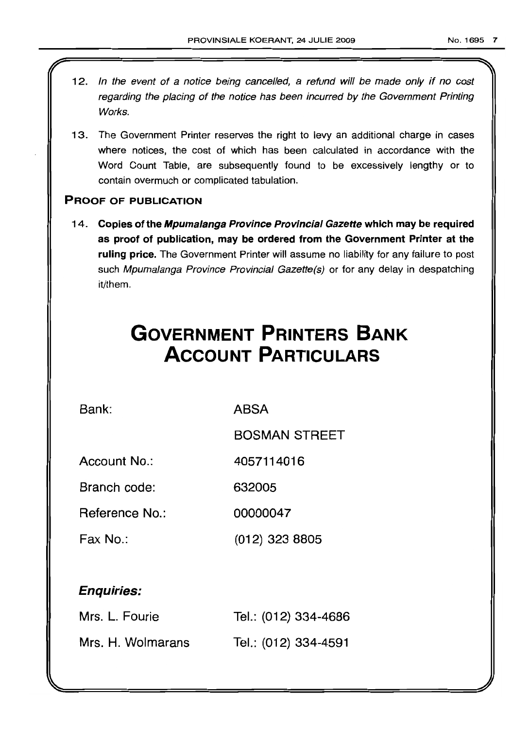12. *In the event of a notice being cancelled, a refund will be made only if no cost regarding the placing of the notice has been incurred by the Government Printing Works.*

13. The Government Printer reserves the right to levy an additional charge in cases where notices, the cost of which has been calculated in accordance with the Word Count Table, are subsequently found to be excessively lengthy or to contain overmuch or complicated tabulation.

### PROOF OF PUBLICATION

14. **Copies of the *Mpumalanga Province Provincial Gazette* which may be required as proof of publication, may be ordered from the Government Printer at the ruling price.** The Government Printer will assume no liability for any failure to post such *Mpumalanga Province Provincial Gazette(s)* or for any delay in despatching it/them.

# GOVERNMENT PRINTERS BANK ACCOUNT PARTICULARS

| | |
|---|---|
| Bank: | ABSA |
| | BOSMAN STREET |
| Account No.: | 4057114016 |
| Branch code: | 632005 |
| Reference No.: | 00000047 |
| Fax No.: | (012) 323 8805 |

### *Enquiries:*

| | |
|---|---|
| Mrs. L. Fourie | Tel.: (012) 334-4686 |
| Mrs. H. Wolmarans | Tel.: (012) 334-4591 |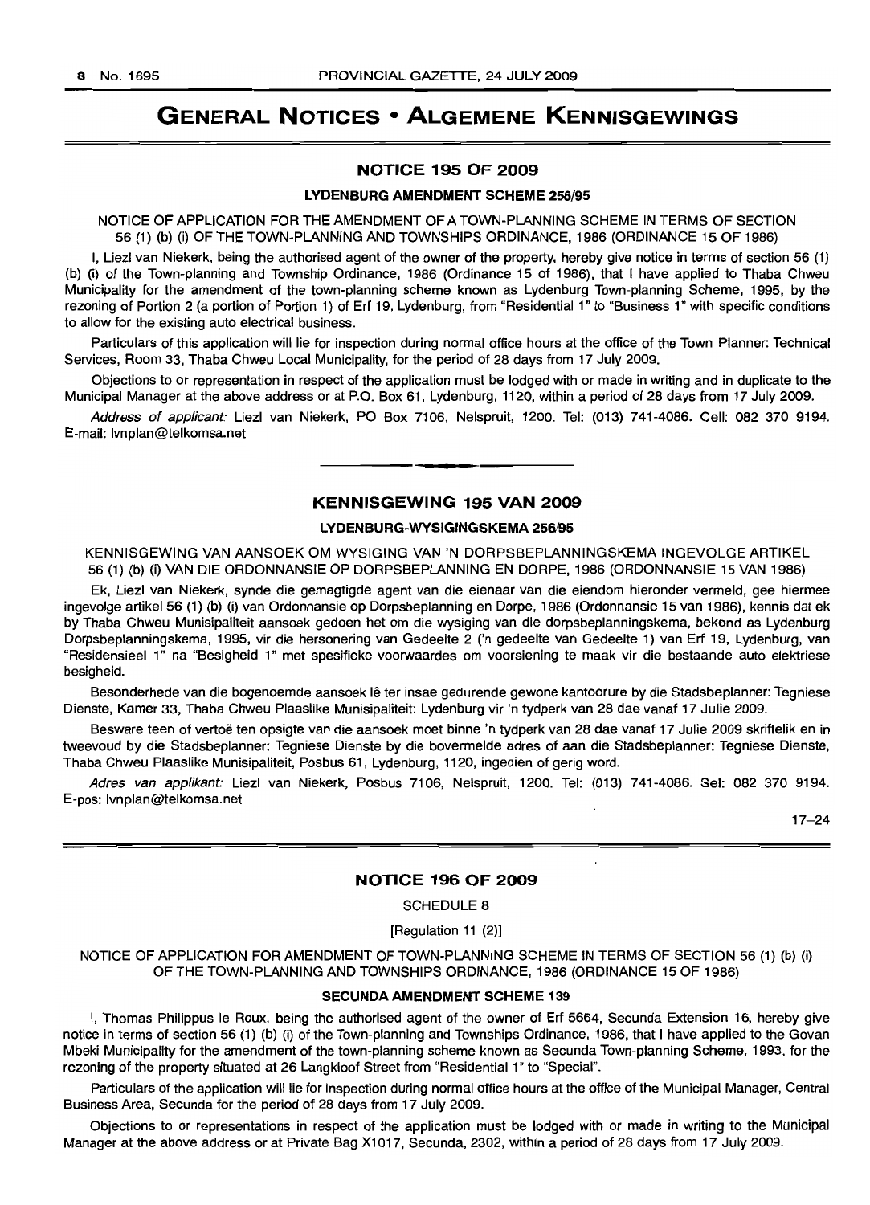# GENERAL NOTICES • ALGEMENE KENNISGEWINGS

## NOTICE 195 OF 2009

### LYDENBURG AMENDMENT SCHEME 256/95

NOTICE OF APPLICATION FOR THE AMENDMENT OF A TOWN-PLANNING SCHEME IN TERMS OF SECTION 56 (1) (b) (i) OF THE TOWN-PLANNING AND TOWNSHIPS ORDINANCE, 1986 (ORDINANCE 15 OF 1986)

I, Liezl van Niekerk, being the authorised agent of the owner of the property, hereby give notice in terms of section 56 (1) (b) (i) of the Town-planning and Township Ordinance, 1986 (Ordinance 15 of 1986), that I have applied to Thaba Chweu Municipality for the amendment of the town-planning scheme known as Lydenburg Town-planning Scheme, 1995, by the rezoning of Portion 2 (a portion of Portion 1) of Erf 19, Lydenburg, from "Residential 1" to "Business 1" with specific conditions to allow for the existing auto electrical business.

Particulars of this application will lie for inspection during normal office hours at the office of the Town Planner: Technical Services, Room 33, Thaba Chweu Local Municipality, for the period of 28 days from 17 July 2009.

Objections to or representation in respect of the application must be lodged with or made in writing and in duplicate to the Municipal Manager at the above address or at P.O. Box 61, Lydenburg, 1120, within a period of 28 days from 17 July 2009.

*Address of applicant:* Liezl van Niekerk, PO Box 7106, Nelspruit, 1200. Tel: (013) 741-4086. Cell: 082 370 9194. E-mail: lvnplan@telkomsa.net

---

## KENNISGEWING 195 VAN 2009

### LYDENBURG-WYSIGINGSKEMA 256/95

KENNISGEWING VAN AANSOEK OM WYSIGING VAN 'N DORPSBEPLANNINGSKEMA INGEVOLGE ARTIKEL 56 (1) (b) (i) VAN DIE ORDONNANSIE OP DORPSBEPLANNING EN DORPE, 1986 (ORDONNANSIE 15 VAN 1986)

Ek, Liezl van Niekerk, synde die gemagtigde agent van die eienaar van die eiendom hieronder vermeld, gee hiermee ingevolge artikel 56 (1) (b) (i) van Ordonnansie op Dorpsbeplanning en Dorpe, 1986 (Ordonnansie 15 van 1986), kennis dat ek by Thaba Chweu Munisipaliteit aansoek gedoen het om die wysiging van die dorpsbeplanningskema, bekend as Lydenburg Dorpsbeplanningskema, 1995, vir die hersonering van Gedeelte 2 ('n gedeelte van Gedeelte 1) van Erf 19, Lydenburg, van "Residensieel 1" na "Besigheid 1" met spesifieke voorwaardes om voorsiening te maak vir die bestaande auto elektriese besigheid.

Besonderhede van die bogenoemde aansoek lê ter insae gedurende gewone kantoorure by die Stadsbeplanner: Tegniese Dienste, Kamer 33, Thaba Chweu Plaaslike Munisipaliteit: Lydenburg vir 'n tydperk van 28 dae vanaf 17 Julie 2009.

Besware teen of vertoë ten opsigte van die aansoek moet binne 'n tydperk van 28 dae vanaf 17 Julie 2009 skriftelik en in tweevoud by die Stadsbeplanner: Tegniese Dienste by die bovermelde adres of aan die Stadsbeplanner: Tegniese Dienste, Thaba Chweu Plaaslike Munisipaliteit, Posbus 61, Lydenburg, 1120, ingedien of gerig word.

*Adres van applikant:* Liezl van Niekerk, Posbus 7106, Nelspruit, 1200. Tel: (013) 741-4086. Sel: 082 370 9194. E-pos: lvnplan@telkomsa.net

17–24

---

## NOTICE 196 OF 2009

SCHEDULE 8

[Regulation 11 (2)]

NOTICE OF APPLICATION FOR AMENDMENT OF TOWN-PLANNING SCHEME IN TERMS OF SECTION 56 (1) (b) (i) OF THE TOWN-PLANNING AND TOWNSHIPS ORDINANCE, 1986 (ORDINANCE 15 OF 1986)

### SECUNDA AMENDMENT SCHEME 139

I, Thomas Philippus le Roux, being the authorised agent of the owner of Erf 5664, Secunda Extension 16, hereby give notice in terms of section 56 (1) (b) (i) of the Town-planning and Townships Ordinance, 1986, that I have applied to the Govan Mbeki Municipality for the amendment of the town-planning scheme known as Secunda Town-planning Scheme, 1993, for the rezoning of the property situated at 26 Langkloof Street from "Residential 1" to "Special".

Particulars of the application will lie for inspection during normal office hours at the office of the Municipal Manager, Central Business Area, Secunda for the period of 28 days from 17 July 2009.

Objections to or representations in respect of the application must be lodged with or made in writing to the Municipal Manager at the above address or at Private Bag X1017, Secunda, 2302, within a period of 28 days from 17 July 2009.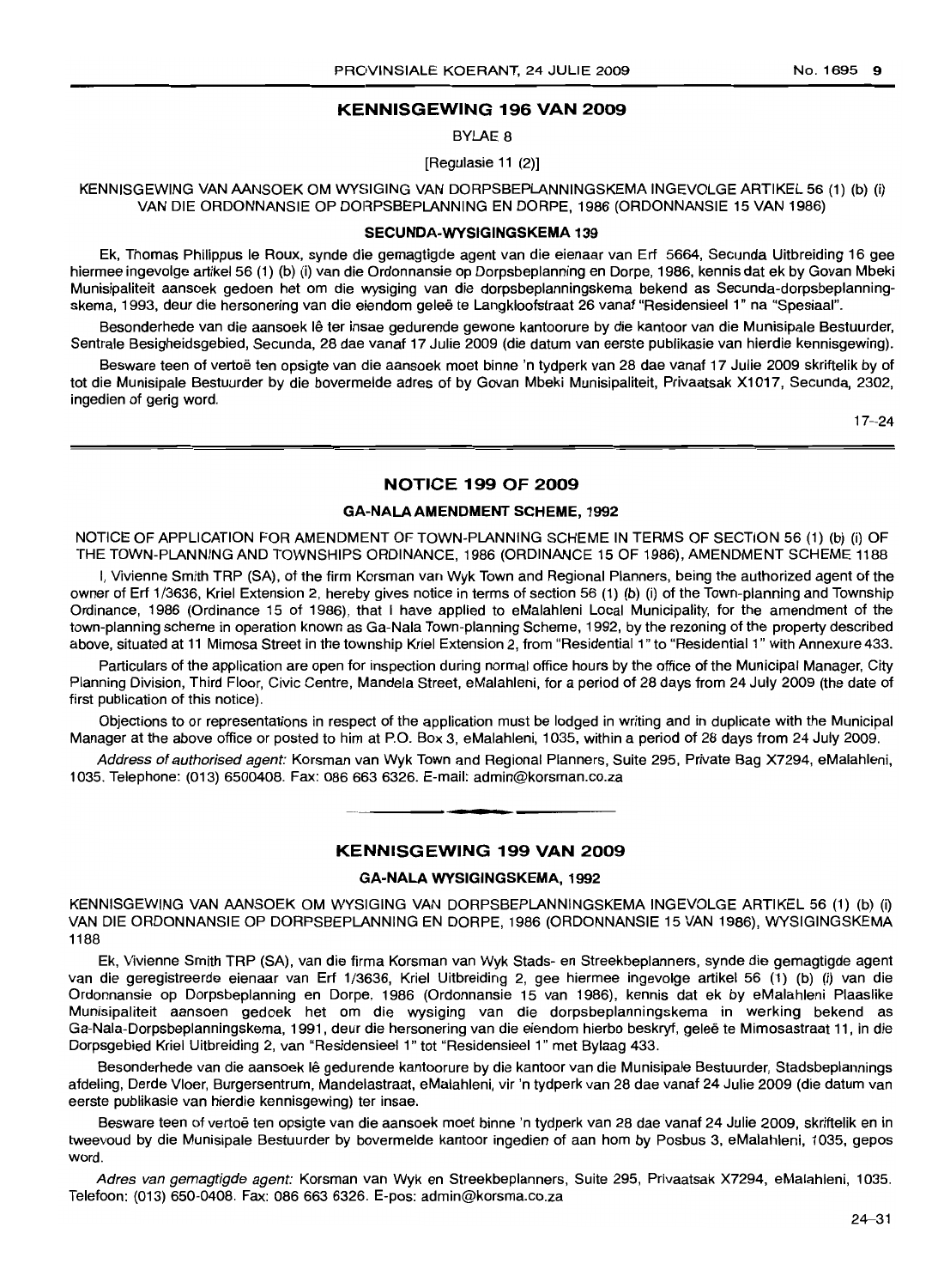## KENNISGEWING 196 VAN 2009

BYLAE 8

[Regulasie 11 (2)]

KENNISGEWING VAN AANSOEK OM WYSIGING VAN DORPSBEPLANNINGSKEMA INGEVOLGE ARTIKEL 56 (1) (b) (i) VAN DIE ORDONNANSIE OP DORPSBEPLANNING EN DORPE, 1986 (ORDONNANSIE 15 VAN 1986)

### SECUNDA-WYSIGINGSKEMA 139

Ek, Thomas Philippus le Roux, synde die gemagtigde agent van die eienaar van Erf 5664, Secunda Uitbreiding 16 gee hiermee ingevolge artikel 56 (1) (b) (i) van die Ordonnansie op Dorpsbeplanning en Dorpe, 1986, kennis dat ek by Govan Mbeki Munisipaliteit aansoek gedoen het om die wysiging van die dorpsbeplanningskema bekend as Secunda-dorpsbeplanningskema, 1993, deur die hersonering van die eiendom geleë te Langkloofstraat 26 vanaf "Residensieel 1" na "Spesiaal".

Besonderhede van die aansoek lê ter insae gedurende gewone kantoorure by die kantoor van die Munisipale Bestuurder, Sentrale Besigheidsgebied, Secunda, 28 dae vanaf 17 Julie 2009 (die datum van eerste publikasie van hierdie kennisgewing).

Besware teen of vertoë ten opsigte van die aansoek moet binne 'n tydperk van 28 dae vanaf 17 Julie 2009 skriftelik by of tot die Munisipale Bestuurder by die bovermelde adres of by Govan Mbeki Munisipaliteit, Privaatsak X1017, Secunda, 2302, ingedien of gerig word.

17–24

---

## NOTICE 199 OF 2009

### GA-NALA AMENDMENT SCHEME, 1992

NOTICE OF APPLICATION FOR AMENDMENT OF TOWN-PLANNING SCHEME IN TERMS OF SECTION 56 (1) (b) (i) OF THE TOWN-PLANNING AND TOWNSHIPS ORDINANCE, 1986 (ORDINANCE 15 OF 1986), AMENDMENT SCHEME 1188

I, Vivienne Smith TRP (SA), of the firm Korsman van Wyk Town and Regional Planners, being the authorized agent of the owner of Erf 1/3636, Kriel Extension 2, hereby gives notice in terms of section 56 (1) (b) (i) of the Town-planning and Township Ordinance, 1986 (Ordinance 15 of 1986), that I have applied to eMalahleni Local Municipality, for the amendment of the town-planning scheme in operation known as Ga-Nala Town-planning Scheme, 1992, by the rezoning of the property described above, situated at 11 Mimosa Street in the township Kriel Extension 2, from "Residential 1" to "Residential 1" with Annexure 433.

Particulars of the application are open for inspection during normal office hours by the office of the Municipal Manager, City Planning Division, Third Floor, Civic Centre, Mandela Street, eMalahleni, for a period of 28 days from 24 July 2009 (the date of first publication of this notice).

Objections to or representations in respect of the application must be lodged in writing and in duplicate with the Municipal Manager at the above office or posted to him at P.O. Box 3, eMalahleni, 1035, within a period of 28 days from 24 July 2009.

*Address of authorised agent:* Korsman van Wyk Town and Regional Planners, Suite 295, Private Bag X7294, eMalahleni, 1035. Telephone: (013) 6500408. Fax: 086 663 6326. E-mail: admin@korsman.co.za

---

## KENNISGEWING 199 VAN 2009

### GA-NALA WYSIGINGSKEMA, 1992

KENNISGEWING VAN AANSOEK OM WYSIGING VAN DORPSBEPLANNINGSKEMA INGEVOLGE ARTIKEL 56 (1) (b) (i) VAN DIE ORDONNANSIE OP DORPSBEPLANNING EN DORPE, 1986 (ORDONNANSIE 15 VAN 1986), WYSIGINGSKEMA 1188

Ek, Vivienne Smith TRP (SA), van die firma Korsman van Wyk Stads- en Streekbeplanners, synde die gemagtigde agent van die geregistreerde eienaar van Erf 1/3636, Kriel Uitbreiding 2, gee hiermee ingevolge artikel 56 (1) (b) (i) van die Ordonnansie op Dorpsbeplanning en Dorpe, 1986 (Ordonnansie 15 van 1986), kennis dat ek by eMalahleni Plaaslike Munisipaliteit aansoen gedoek het om die wysiging van die dorpsbeplanningskema in werking bekend as Ga-Nala-Dorpsbeplanningskema, 1991, deur die hersonering van die eiendom hierbo beskryf, geleë te Mimosastraat 11, in die Dorpsgebied Kriel Uitbreiding 2, van "Residensieel 1" tot "Residensieel 1" met Bylaag 433.

Besonderhede van die aansoek lê gedurende kantoorure by die kantoor van die Munisipale Bestuurder, Stadsbeplannings afdeling, Derde Vloer, Burgersentrum, Mandelastraat, eMalahleni, vir 'n tydperk van 28 dae vanaf 24 Julie 2009 (die datum van eerste publikasie van hierdie kennisgewing) ter insae.

Besware teen of vertoë ten opsigte van die aansoek moet binne 'n tydperk van 28 dae vanaf 24 Julie 2009, skriftelik en in tweevoud by die Munisipale Bestuurder by bovermelde kantoor ingedien of aan hom by Posbus 3, eMalahleni, 1035, gepos word.

*Adres van gemagtigde agent:* Korsman van Wyk en Streekbeplanners, Suite 295, Privaatsak X7294, eMalahleni, 1035. Telefoon: (013) 650-0408. Fax: 086 663 6326. E-pos: admin@korsma.co.za

24–31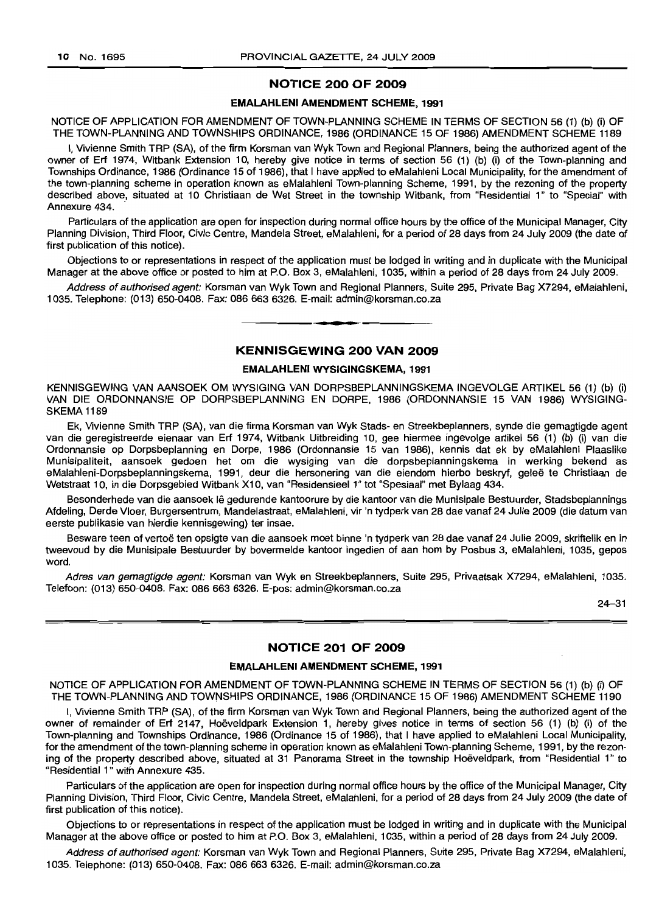## NOTICE 200 OF 2009

### EMALAHLENI AMENDMENT SCHEME, 1991

NOTICE OF APPLICATION FOR AMENDMENT OF TOWN-PLANNING SCHEME IN TERMS OF SECTION 56 (1) (b) (i) OF THE TOWN-PLANNING AND TOWNSHIPS ORDINANCE, 1986 (ORDINANCE 15 OF 1986) AMENDMENT SCHEME 1189

I, Vivienne Smith TRP (SA), of the firm Korsman van Wyk Town and Regional Planners, being the authorized agent of the owner of Erf 1974, Witbank Extension 10, hereby give notice in terms of section 56 (1) (b) (i) of the Town-planning and Townships Ordinance, 1986 (Ordinance 15 of 1986), that I have applied to eMalahleni Local Municipality, for the amendment of the town-planning scheme in operation known as eMalahleni Town-planning Scheme, 1991, by the rezoning of the property described above, situated at 10 Christiaan de Wet Street in the township Witbank, from "Residential 1" to "Special" with Annexure 434.

Particulars of the application are open for inspection during normal office hours by the office of the Municipal Manager, City Planning Division, Third Floor, Civic Centre, Mandela Street, eMalahleni, for a period of 28 days from 24 July 2009 (the date of first publication of this notice).

Objections to or representations in respect of the application must be lodged in writing and in duplicate with the Municipal Manager at the above office or posted to him at P.O. Box 3, eMalahleni, 1035, within a period of 28 days from 24 July 2009.

*Address of authorised agent:* Korsman van Wyk Town and Regional Planners, Suite 295, Private Bag X7294, eMalahleni, 1035. Telephone: (013) 650-0408. Fax: 086 663 6326. E-mail: admin@korsman.co.za

---

## KENNISGEWING 200 VAN 2009

### EMALAHLENI WYSIGINGSKEMA, 1991

KENNISGEWING VAN AANSOEK OM WYSIGING VAN DORPSBEPLANNINGSKEMA INGEVOLGE ARTIKEL 56 (1) (b) (i) VAN DIE ORDONNANSIE OP DORPSBEPLANNING EN DORPE, 1986 (ORDONNANSIE 15 VAN 1986) WYSIGINGSKEMA 1189

Ek, Vivienne Smith TRP (SA), van die firma Korsman van Wyk Stads- en Streekbeplanners, synde die gemagtigde agent van die geregistreerde eienaar van Erf 1974, Witbank Uitbreiding 10, gee hiermee ingevolge artikel 56 (1) (b) (i) van die Ordonnansie op Dorpsbeplanning en Dorpe, 1986 (Ordonnansie 15 van 1986), kennis dat ek by eMalahleni Plaaslike Munisipaliteit, aansoek gedoen het om die wysiging van die dorpsbeplanningskema in werking bekend as eMalahleni-Dorpsbeplanningskema, 1991, deur die hersonering van die eiendom hierbo beskryf, geleë te Christiaan de Wetstraat 10, in die Dorpsgebied Witbank X10, van "Residensieel 1" tot "Spesiaal" met Bylaag 434.

Besonderhede van die aansoek lê gedurende kantoorure by die kantoor van die Munisipale Bestuurder, Stadsbeplannings Afdeling, Derde Vloer, Burgersentrum, Mandelastraat, eMalahleni, vir 'n tydperk van 28 dae vanaf 24 Julie 2009 (die datum van eerste publikasie van hierdie kennisgewing) ter insae.

Besware teen of vertoë ten opsigte van die aansoek moet binne 'n tydperk van 28 dae vanaf 24 Julie 2009, skriftelik en in tweevoud by die Munisipale Bestuurder by bovermelde kantoor ingedien of aan hom by Posbus 3, eMalahleni, 1035, gepos word.

*Adres van gemagtigde agent:* Korsman van Wyk en Streekbeplanners, Suite 295, Privaatsak X7294, eMalahleni, 1035. Telefoon: (013) 650-0408. Fax: 086 663 6326. E-pos: admin@korsman.co.za

24–31

---

## NOTICE 201 OF 2009

### EMALAHLENI AMENDMENT SCHEME, 1991

NOTICE OF APPLICATION FOR AMENDMENT OF TOWN-PLANNING SCHEME IN TERMS OF SECTION 56 (1) (b) (i) OF THE TOWN-PLANNING AND TOWNSHIPS ORDINANCE, 1986 (ORDINANCE 15 OF 1986) AMENDMENT SCHEME 1190

I, Vivienne Smith TRP (SA), of the firm Korsman van Wyk Town and Regional Planners, being the authorized agent of the owner of remainder of Erf 2147, Hoëveldpark Extension 1, hereby gives notice in terms of section 56 (1) (b) (i) of the Town-planning and Townships Ordinance, 1986 (Ordinance 15 of 1986), that I have applied to eMalahleni Local Municipality, for the amendment of the town-planning scheme in operation known as eMalahleni Town-planning Scheme, 1991, by the rezoning of the property described above, situated at 31 Panorama Street in the township Hoëveldpark, from "Residential 1" to "Residential 1" with Annexure 435.

Particulars of the application are open for inspection during normal office hours by the office of the Municipal Manager, City Planning Division, Third Floor, Civic Centre, Mandela Street, eMalahleni, for a period of 28 days from 24 July 2009 (the date of first publication of this notice).

Objections to or representations in respect of the application must be lodged in writing and in duplicate with the Municipal Manager at the above office or posted to him at P.O. Box 3, eMalahleni, 1035, within a period of 28 days from 24 July 2009.

*Address of authorised agent:* Korsman van Wyk Town and Regional Planners, Suite 295, Private Bag X7294, eMalahleni, 1035. Telephone: (013) 650-0408. Fax: 086 663 6326. E-mail: admin@korsman.co.za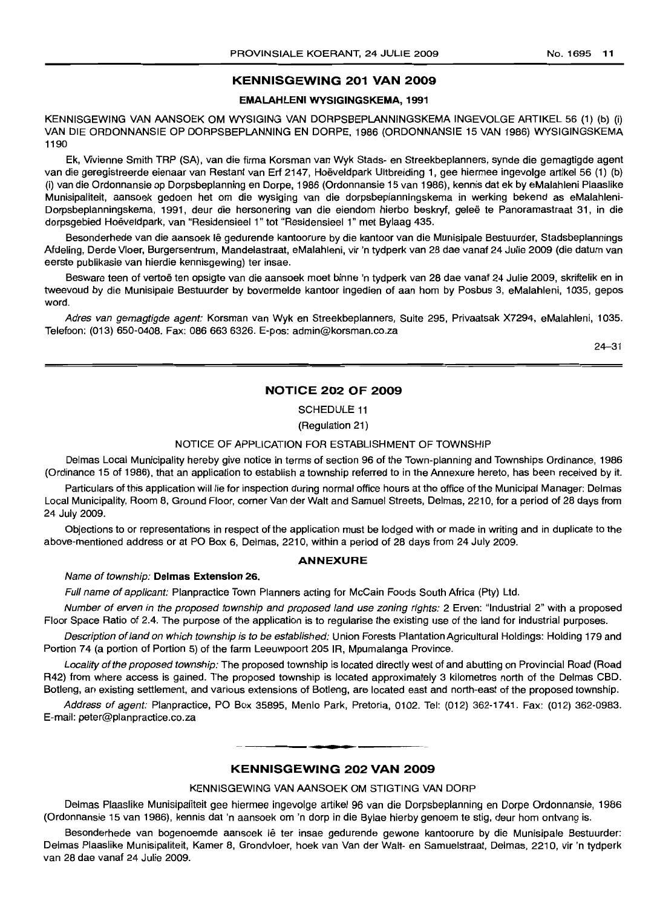## KENNISGEWING 201 VAN 2009

### EMALAHLENI WYSIGINGSKEMA, 1991

KENNISGEWING VAN AANSOEK OM WYSIGING VAN DORPSBEPLANNINGSKEMA INGEVOLGE ARTIKEL 56 (1) (b) (i) VAN DIE ORDONNANSIE OP DORPSBEPLANNING EN DORPE, 1986 (ORDONNANSIE 15 VAN 1986) WYSIGINGSKEMA 1190

Ek, Vivienne Smith TRP (SA), van die firma Korsman van Wyk Stads- en Streekbeplanners, synde die gemagtigde agent van die geregistreerde eienaar van Restant van Erf 2147, Hoëveldpark Uitbreiding 1, gee hiermee ingevolge artikel 56 (1) (b) (i) van die Ordonnansie op Dorpsbeplanning en Dorpe, 1986 (Ordonnansie 15 van 1986), kennis dat ek by eMalahleni Plaaslike Munisipaliteit, aansoek gedoen het om die wysiging van die dorpsbeplanningskema in werking bekend as eMalahleni-Dorpsbeplanningskema, 1991, deur die hersonering van die eiendom hierbo beskryf, geleë te Panoramastraat 31, in die dorpsgebied Hoëveldpark, van "Residensieel 1" tot "Residensieel 1" met Bylaag 435.

Besonderhede van die aansoek lê gedurende kantoorure by die kantoor van die Munisipale Bestuurder, Stadsbeplannings Afdeling, Derde Vloer, Burgersentrum, Mandelastraat, eMalahleni, vir 'n tydperk van 28 dae vanaf 24 Julie 2009 (die datum van eerste publikasie van hierdie kennisgewing) ter insae.

Besware teen of vertoë ten opsigte van die aansoek moet binne 'n tydperk van 28 dae vanaf 24 Julie 2009, skriftelik en in tweevoud by die Munisipale Bestuurder by bovermelde kantoor ingedien of aan hom by Posbus 3, eMalahleni, 1035, gepos word.

*Adres van gemagtigde agent:* Korsman van Wyk en Streekbeplanners, Suite 295, Privaatsak X7294, eMalahleni, 1035. Telefoon: (013) 650-0408. Fax: 086 663 6326. E-pos: admin@korsman.co.za

24–31

## NOTICE 202 OF 2009

SCHEDULE 11

(Regulation 21)

NOTICE OF APPLICATION FOR ESTABLISHMENT OF TOWNSHIP

Delmas Local Municipality hereby give notice in terms of section 96 of the Town-planning and Townships Ordinance, 1986 (Ordinance 15 of 1986), that an application to establish a township referred to in the Annexure hereto, has been received by it.

Particulars of this application will lie for inspection during normal office hours at the office of the Municipal Manager: Delmas Local Municipality, Room 8, Ground Floor, corner Van der Walt and Samuel Streets, Delmas, 2210, for a period of 28 days from 24 July 2009.

Objections to or representations in respect of the application must be lodged with or made in writing and in duplicate to the above-mentioned address or at PO Box 6, Delmas, 2210, within a period of 28 days from 24 July 2009.

### ANNEXURE

*Name of township:* **Delmas Extension 26.**

*Full name of applicant:* Planpractice Town Planners acting for McCain Foods South Africa (Pty) Ltd.

*Number of erven in the proposed township and proposed land use zoning rights:* 2 Erven: "Industrial 2" with a proposed Floor Space Ratio of 2.4. The purpose of the application is to regularise the existing use of the land for industrial purposes.

*Description of land on which township is to be established:* Union Forests Plantation Agricultural Holdings: Holding 179 and Portion 74 (a portion of Portion 5) of the farm Leeuwpoort 205 IR, Mpumalanga Province.

*Locality of the proposed township:* The proposed township is located directly west of and abutting on Provincial Road (Road R42) from where access is gained. The proposed township is located approximately 3 kilometres north of the Delmas CBD. Botleng, an existing settlement, and various extensions of Botleng, are located east and north-east of the proposed township.

*Address of agent:* Planpractice, PO Box 35895, Menlo Park, Pretoria, 0102. Tel: (012) 362-1741. Fax: (012) 362-0983. E-mail: peter@planpractice.co.za

## KENNISGEWING 202 VAN 2009

KENNISGEWING VAN AANSOEK OM STIGTING VAN DORP

Delmas Plaaslike Munisipaliteit gee hiermee ingevolge artikel 96 van die Dorpsbeplanning en Dorpe Ordonnansie, 1986 (Ordonnansie 15 van 1986), kennis dat 'n aansoek om 'n dorp in die Bylae hierby genoem te stig, deur hom ontvang is.

Besonderhede van bogenoemde aansoek lê ter insae gedurende gewone kantoorure by die Munisipale Bestuurder: Delmas Plaaslike Munisipaliteit, Kamer 8, Grondvloer, hoek van Van der Walt- en Samuelstraat, Delmas, 2210, vir 'n tydperk van 28 dae vanaf 24 Julie 2009.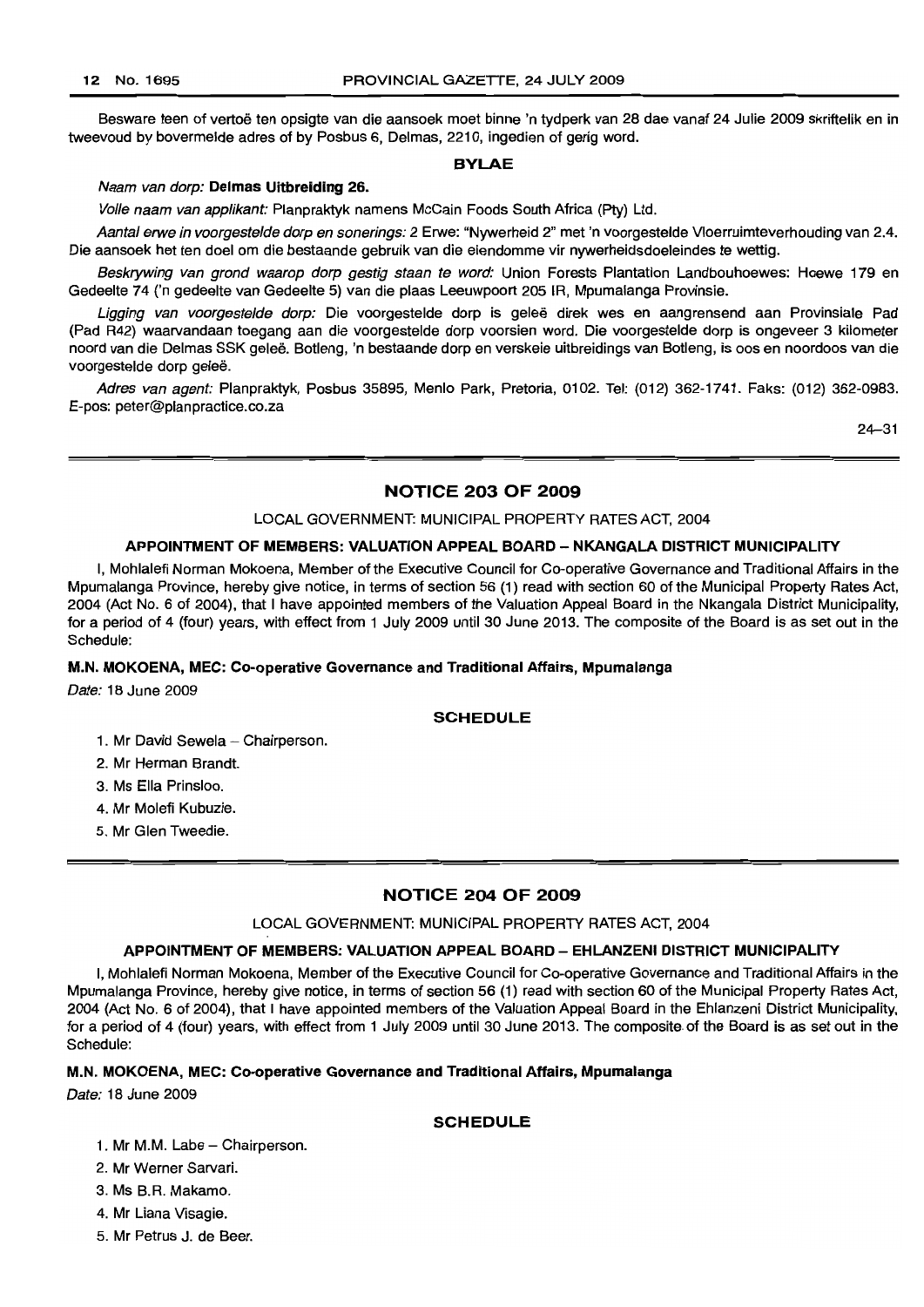Besware teen of vertoë ten opsigte van die aansoek moet binne 'n tydperk van 28 dae vanaf 24 Julie 2009 skriftelik en in tweevoud by bovermelde adres of by Posbus 6, Delmas, 2210, ingedien of gerig word.

**BYLAE**

*Naam van dorp:* **Delmas Uitbreiding 26.**

*Volle naam van applikant:* Planpraktyk namens McCain Foods South Africa (Pty) Ltd.

*Aantal erwe in voorgestelde dorp en sonerings:* 2 Erwe: "Nywerheid 2" met 'n voorgestelde Vloerruimteverhouding van 2.4. Die aansoek het ten doel om die bestaande gebruik van die eiendomme vir nywerheidsdoeleindes te wettig.

*Beskrywing van grond waarop dorp gestig staan te word:* Union Forests Plantation Landbouhoewes: Hoewe 179 en Gedeelte 74 ('n gedeelte van Gedeelte 5) van die plaas Leeuwpoort 205 IR, Mpumalanga Provinsie.

*Ligging van voorgestelde dorp:* Die voorgestelde dorp is geleë direk wes en aangrensend aan Provinsiale Pad (Pad R42) waarvandaan toegang aan die voorgestelde dorp voorsien word. Die voorgestelde dorp is ongeveer 3 kilometer noord van die Delmas SSK geleë. Botleng, 'n bestaande dorp en verskeie uitbreidings van Botleng, is oos en noordoos van die voorgestelde dorp geleë.

*Adres van agent:* Planpraktyk, Posbus 35895, Menlo Park, Pretoria, 0102. Tel: (012) 362-1741. Faks: (012) 362-0983. E-pos: peter@planpractice.co.za

24–31

## NOTICE 203 OF 2009

LOCAL GOVERNMENT: MUNICIPAL PROPERTY RATES ACT, 2004

**APPOINTMENT OF MEMBERS: VALUATION APPEAL BOARD – NKANGALA DISTRICT MUNICIPALITY**

I, Mohlalefi Norman Mokoena, Member of the Executive Council for Co-operative Governance and Traditional Affairs in the Mpumalanga Province, hereby give notice, in terms of section 56 (1) read with section 60 of the Municipal Property Rates Act, 2004 (Act No. 6 of 2004), that I have appointed members of the Valuation Appeal Board in the Nkangala District Municipality, for a period of 4 (four) years, with effect from 1 July 2009 until 30 June 2013. The composite of the Board is as set out in the Schedule:

**M.N. MOKOENA, MEC: Co-operative Governance and Traditional Affairs, Mpumalanga**

*Date:* 18 June 2009

**SCHEDULE**

1. Mr David Sewela – Chairperson.
2. Mr Herman Brandt.
3. Ms Ella Prinsloo.
4. Mr Molefi Kubuzie.
5. Mr Glen Tweedie.

## NOTICE 204 OF 2009

LOCAL GOVERNMENT: MUNICIPAL PROPERTY RATES ACT, 2004

**APPOINTMENT OF MEMBERS: VALUATION APPEAL BOARD – EHLANZENI DISTRICT MUNICIPALITY**

I, Mohlalefi Norman Mokoena, Member of the Executive Council for Co-operative Governance and Traditional Affairs in the Mpumalanga Province, hereby give notice, in terms of section 56 (1) read with section 60 of the Municipal Property Rates Act, 2004 (Act No. 6 of 2004), that I have appointed members of the Valuation Appeal Board in the Ehlanzeni District Municipality, for a period of 4 (four) years, with effect from 1 July 2009 until 30 June 2013. The composite of the Board is as set out in the Schedule:

**M.N. MOKOENA, MEC: Co-operative Governance and Traditional Affairs, Mpumalanga**

*Date:* 18 June 2009

**SCHEDULE**

1. Mr M.M. Labe – Chairperson.
2. Mr Werner Sarvari.
3. Ms B.R. Makamo.
4. Mr Liana Visagie.
5. Mr Petrus J. de Beer.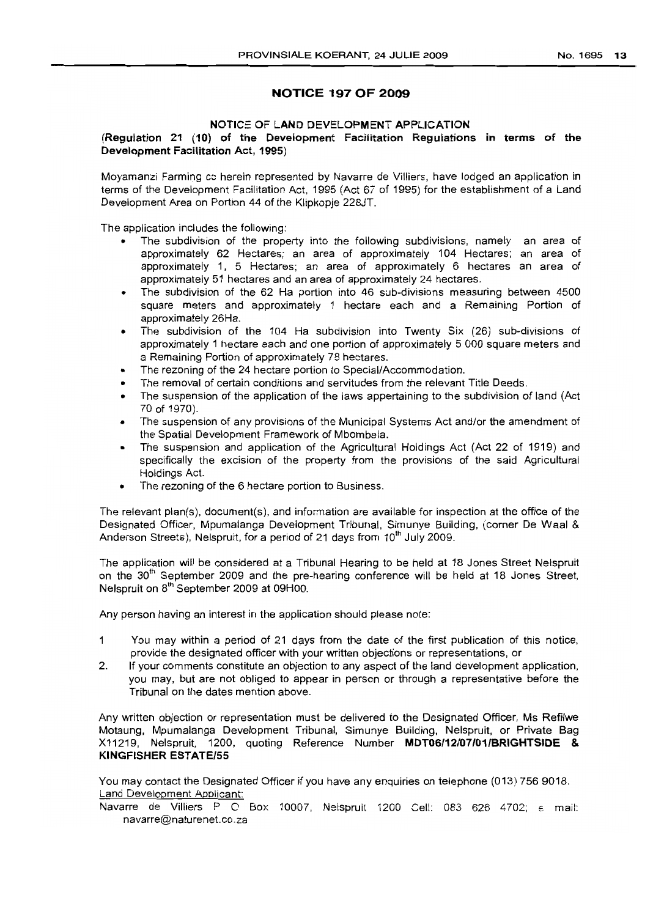## NOTICE 197 OF 2009

### NOTICE OF LAND DEVELOPMENT APPLICATION

**(Regulation 21 (10) of the Development Facilitation Regulations in terms of the Development Facilitation Act, 1995)**

Moyamanzi Farming cc herein represented by Navarre de Villiers, have lodged an application in terms of the Development Facilitation Act, 1995 (Act 67 of 1995) for the establishment of a Land Development Area on Portion 44 of the Klipkopje 228JT.

The application includes the following:

- The subdivision of the property into the following subdivisions, namely an area of approximately 62 Hectares; an area of approximately 104 Hectares; an area of approximately 1, 5 Hectares; an area of approximately 6 hectares an area of approximately 51 hectares and an area of approximately 24 hectares.
- The subdivision of the 62 Ha portion into 46 sub-divisions measuring between 4500 square meters and approximately 1 hectare each and a Remaining Portion of approximately 26Ha.
- The subdivision of the 104 Ha subdivision into Twenty Six (26) sub-divisions of approximately 1 hectare each and one portion of approximately 5 000 square meters and a Remaining Portion of approximately 78 hectares.
- The rezoning of the 24 hectare portion to Special/Accommodation.
- The removal of certain conditions and servitudes from the relevant Title Deeds.
- The suspension of the application of the laws appertaining to the subdivision of land (Act 70 of 1970).
- The suspension of any provisions of the Municipal Systems Act and/or the amendment of the Spatial Development Framework of Mbombela.
- The suspension and application of the Agricultural Holdings Act (Act 22 of 1919) and specifically the excision of the property from the provisions of the said Agricultural Holdings Act.
- The rezoning of the 6 hectare portion to Business.

The relevant plan(s), document(s), and information are available for inspection at the office of the Designated Officer, Mpumalanga Development Tribunal, Simunye Building, (corner De Waal & Anderson Streets), Nelspruit, for a period of 21 days from 10th July 2009.

The application will be considered at a Tribunal Hearing to be held at 18 Jones Street Nelspruit on the 30th September 2009 and the pre-hearing conference will be held at 18 Jones Street, Nelspruit on 8th September 2009 at 09H00.

Any person having an interest in the application should please note:

1. You may within a period of 21 days from the date of the first publication of this notice, provide the designated officer with your written objections or representations, or
2. If your comments constitute an objection to any aspect of the land development application, you may, but are not obliged to appear in person or through a representative before the Tribunal on the dates mention above.

Any written objection or representation must be delivered to the Designated Officer, Ms Refilwe Motaung, Mpumalanga Development Tribunal, Simunye Building, Nelspruit, or Private Bag X11219, Nelspruit, 1200, quoting Reference Number **MDT06/12/07/01/BRIGHTSIDE & KINGFISHER ESTATE/55**

You may contact the Designated Officer if you have any enquiries on telephone (013) 756 9018.

Land Development Applicant:

Navarre de Villiers P O Box 10007, Nelspruit 1200 Cell: 083 626 4702; e mail: navarre@naturenet.co.za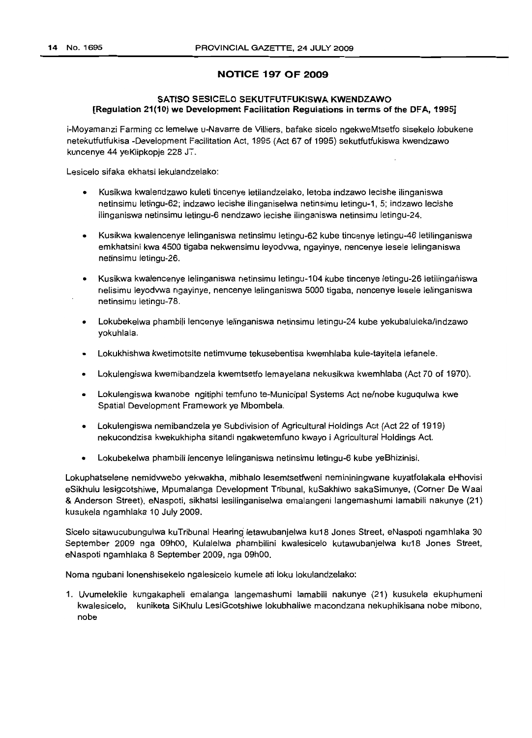## NOTICE 197 OF 2009

### SATISO SESICELO SEKUTFUTFUKISWA KWENDZAWO
**[Regulation 21(10) we Development Facilitation Regulations in terms of the DFA, 1995]**

i-Moyamanzi Farming cc lemelwe u-Navarre de Villiers, bafake sicelo ngekweMtsetfo sisekelo lobukene netekutfutfukisa -Development Facilitation Act, 1995 (Act 67 of 1995) sekutfutfukiswa kwendzawo kuncenye 44 yeKlipkopje 228 JT.

Lesicelo sifaka ekhatsi lekulandzelako:

- Kusikwa kwalendzawo kuleti tincenye letilandzelako, letoba indzawo lecishe ilinganiswa netinsimu letingu-62; indzawo lecishe ilinganiselwa netinsimu letingu-1, 5; indzawo lecishe ilinganiswa netinsimu letingu-6 nendzawo lecishe ilinganiswa netinsimu letingu-24.
- Kusikwa kwalencenye lelinganiswa netinsimu letingu-62 kube tincenye letingu-46 letilinganiswa emkhatsini kwa 4500 tigaba nekwensimu leyodvwa, ngayinye, nencenye lesele lelinganiswa netinsimu letingu-26.
- Kusikwa kwalencenye lelinganiswa netinsimu letingu-104 kube tincenye letingu-26 letilinganiswa nelisimu leyodvwa ngayinye, nencenye lelinganiswa 5000 tigaba, nencenye lesele lelinganiswa netinsimu letingu-78.
- Lokubekelwa phambili lencenye lelinganiswa netinsimu letingu-24 kube yekubaluleka/indzawo yokuhlala.
- Lokukhishwa kwetimotsite netimvume tekusebentisa kwemhlaba kule-tayitela lefanele.
- Lokulengiswa kwemibandzela kwemtsetfo lemayelana nekusikwa kwemhlaba (Act 70 of 1970).
- Lokulengiswa kwanobe ngitiphi temfuno te-Municipal Systems Act ne/nobe kuguqulwa kwe Spatial Development Framework ye Mbombela.
- Lokulengiswa nemibandzela ye Subdivision of Agricultural Holdings Act (Act 22 of 1919) nekucondzisa kwekukhipha sitandi ngakwetemfuno kwayo i Agricultural Holdings Act.
- Lokubekelwa phambili lencenye lelinganiswa netinsimu letingu-6 kube yeBhizinisi.

Lokuphatselene nemidvwebo yekwakha, mibhalo lesemtsetfweni nemininingwane kuyatfolakala eHhovisi eSikhulu lesigcotshiwe, Mpumalanga Development Tribunal, kuSakhiwo sakaSimunye, (Corner De Waal & Anderson Street), eNaspoti, sikhatsi lesilinganiselwa emalangeni langemashumi lamabili nakunye (21) kusukela ngamhlaka 10 July 2009.

Sicelo sitawucubungulwa kuTribunal Hearing letawubanjelwa ku18 Jones Street, eNaspoti ngamhlaka 30 September 2009 nga 09h00, Kulalelwa phambilini kwalesicelo kutawubanjelwa ku18 Jones Street, eNaspoti ngamhlaka 8 September 2009, nga 09h00.

Noma ngubani lonenshisekelo ngalesicelo kumele ati loku lokulandzelako:

1. Uvumelekile kungakapheli emalanga langemashumi lamabili nakunye (21) kusukela ekuphumeni kwalesicelo, kuniketa SiKhulu LesiGcotshiwe lokubhaliwe macondzana nekuphikisana nobe mibono, nobe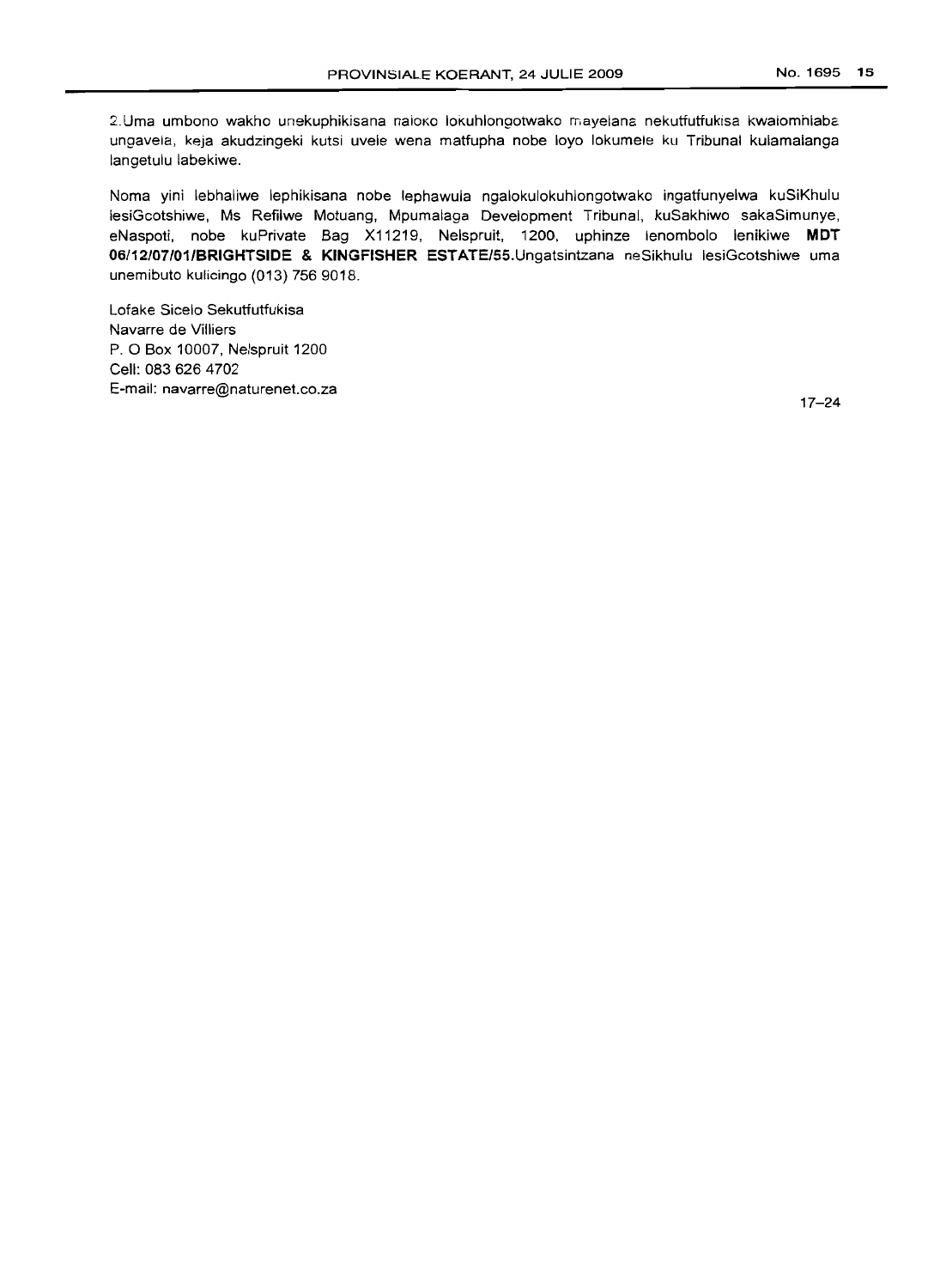2.Uma umbono wakho unekuphikisana naloko lokuhlongotwako mayelana nekutfutfukisa kwalomhlaba ungavela, keja akudzingeki kutsi uvele wena matfupha nobe loyo lokumele ku Tribunal kulamalanga langetulu labekiwe.

Noma yini lebhaliwe lephikisana nobe lephawula ngalokulokuhlongotwako ingatfunyelwa kuSiKhulu lesiGcotshiwe, Ms Refilwe Motuang, Mpumalaga Development Tribunal, kuSakhiwo sakaSimunye, eNaspoti, nobe kuPrivate Bag X11219, Nelspruit, 1200, uphinze lenombolo lenikiwe **MDT 06/12/07/01/BRIGHTSIDE & KINGFISHER ESTATE/55.** Ungatsintzana neSikhulu lesiGcotshiwe uma unemibuto kulicingo (013) 756 9018.

Lofake Sicelo Sekutfutfukisa
Navarre de Villiers
P. O Box 10007, Nelspruit 1200
Cell: 083 626 4702
E-mail: navarre@naturenet.co.za

17–24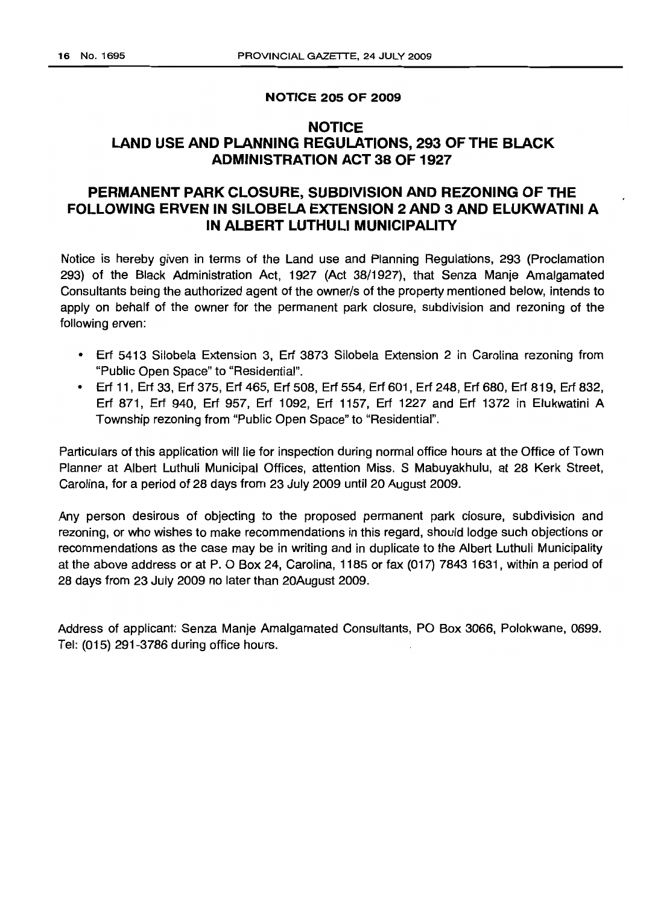## NOTICE 205 OF 2009

# NOTICE
# LAND USE AND PLANNING REGULATIONS, 293 OF THE BLACK ADMINISTRATION ACT 38 OF 1927

## PERMANENT PARK CLOSURE, SUBDIVISION AND REZONING OF THE FOLLOWING ERVEN IN SILOBELA EXTENSION 2 AND 3 AND ELUKWATINI A IN ALBERT LUTHULI MUNICIPALITY

Notice is hereby given in terms of the Land use and Planning Regulations, 293 (Proclamation 293) of the Black Administration Act, 1927 (Act 38/1927), that Senza Manje Amalgamated Consultants being the authorized agent of the owner/s of the property mentioned below, intends to apply on behalf of the owner for the permanent park closure, subdivision and rezoning of the following erven:

- Erf 5413 Silobela Extension 3, Erf 3873 Silobela Extension 2 in Carolina rezoning from "Public Open Space" to "Residential".
- Erf 11, Erf 33, Erf 375, Erf 465, Erf 508, Erf 554, Erf 601, Erf 248, Erf 680, Erf 819, Erf 832, Erf 871, Erf 940, Erf 957, Erf 1092, Erf 1157, Erf 1227 and Erf 1372 in Elukwatini A Township rezoning from "Public Open Space" to "Residential".

Particulars of this application will lie for inspection during normal office hours at the Office of Town Planner at Albert Luthuli Municipal Offices, attention Miss. S Mabuyakhulu, at 28 Kerk Street, Carolina, for a period of 28 days from 23 July 2009 until 20 August 2009.

Any person desirous of objecting to the proposed permanent park closure, subdivision and rezoning, or who wishes to make recommendations in this regard, should lodge such objections or recommendations as the case may be in writing and in duplicate to the Albert Luthuli Municipality at the above address or at P. O Box 24, Carolina, 1185 or fax (017) 7843 1631, within a period of 28 days from 23 July 2009 no later than 20August 2009.

Address of applicant: Senza Manje Amalgamated Consultants, PO Box 3066, Polokwane, 0699. Tel: (015) 291-3786 during office hours.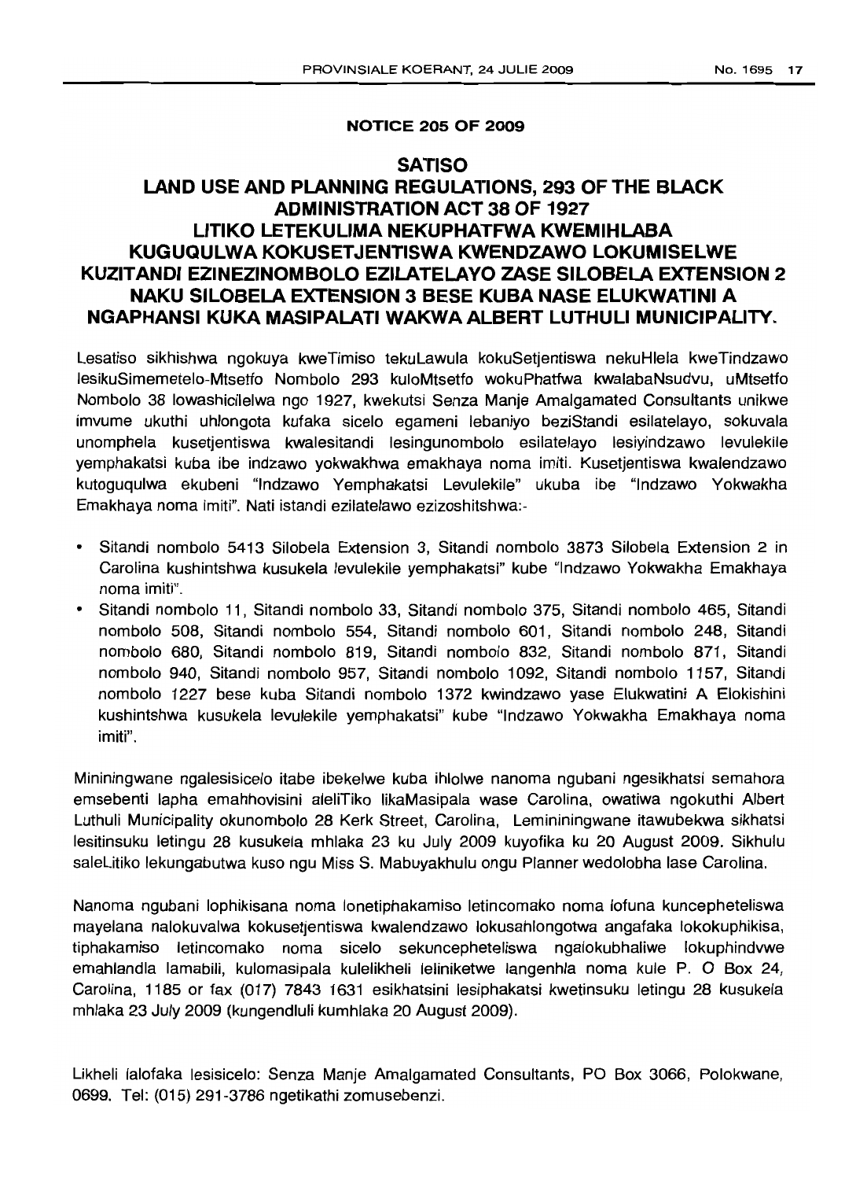**NOTICE 205 OF 2009**

## SATISO

## LAND USE AND PLANNING REGULATIONS, 293 OF THE BLACK ADMINISTRATION ACT 38 OF 1927 LITIKO LETEKULIMA NEKUPHATFWA KWEMIHLABA KUGUQULWA KOKUSETJENTISWA KWENDZAWO LOKUMISELWE KUZITANDI EZINEZINOMBOLO EZILATELAYO ZASE SILOBELA EXTENSION 2 NAKU SILOBELA EXTENSION 3 BESE KUBA NASE ELUKWATINI A NGAPHANSI KUKA MASIPALATI WAKWA ALBERT LUTHULI MUNICIPALITY.

Lesatiso sikhishwa ngokuya kweTimiso tekuLawula kokuSetjentiswa nekuHlela kweTindzawo lesikuSimemetelo-Mtsetfo Nombolo 293 kuloMtsetfo wokuPhatfwa kwalabaNsudvu, uMtsetfo Nombolo 38 lowashicilelwa ngo 1927, kwekutsi Senza Manje Amalgamated Consultants unikwe imvume ukuthi uhlongota kufaka sicelo egameni lebaniyo beziStandi esilatelayo, sokuvala unomphela kusetjentiswa kwalesitandi lesingunombolo esilatelayo lesiyindzawo levulekile yemphakatsi kuba ibe indzawo yokwakhwa emakhaya noma imiti. Kusetjentiswa kwalendzawo kutoguqulwa ekubeni "Indzawo Yemphakatsi Levulekile" ukuba ibe "Indzawo Yokwakha Emakhaya noma imiti". Nati istandi ezilatelawo ezizoshitshwa:-

- Sitandi nombolo 5413 Silobela Extension 3, Sitandi nombolo 3873 Silobela Extension 2 in Carolina kushintshwa kusukela levulekile yemphakatsi" kube "Indzawo Yokwakha Emakhaya noma imiti".
- Sitandi nombolo 11, Sitandi nombolo 33, Sitandi nombolo 375, Sitandi nombolo 465, Sitandi nombolo 508, Sitandi nombolo 554, Sitandi nombolo 601, Sitandi nombolo 248, Sitandi nombolo 680, Sitandi nombolo 819, Sitandi nombolo 832, Sitandi nombolo 871, Sitandi nombolo 940, Sitandi nombolo 957, Sitandi nombolo 1092, Sitandi nombolo 1157, Sitandi nombolo 1227 bese kuba Sitandi nombolo 1372 kwindzawo yase Elukwatini A Elokishini kushintshwa kusukela levulekile yemphakatsi" kube "Indzawo Yokwakha Emakhaya noma imiti".

Mininingwane ngalesisicelo itabe ibekelwe kuba ihlolwe nanoma ngubani ngesikhatsi semahora emsebenti lapha emahhovisini aleliTiko likaMasipala wase Carolina, owatiwa ngokuthi Albert Luthuli Municipality okunombolo 28 Kerk Street, Carolina, Lemininingwane itawubekwa sikhatsi lesitinsuku letingu 28 kusukela mhlaka 23 ku July 2009 kuyofika ku 20 August 2009. Sikhulu saleLitiko lekungabutwa kuso ngu Miss S. Mabuyakhulu ongu Planner wedolobha lase Carolina.

Nanoma ngubani lophikisana noma lonetiphakamiso letincomako noma lofuna kuncepheteliswa mayelana nalokuvalwa kokusetjentiswa kwalendzawo lokusahlongotwa angafaka lokokuphikisa, tiphakamiso letincomako noma sicelo sekuncepheteliswa ngalokubhaliwe lokuphindvwe emahlandla lamabili, kulomasipala kulelikheli leliniketwe langenhla noma kule P. O Box 24, Carolina, 1185 or fax (017) 7843 1631 esikhatsini lesiphakatsi kwetinsuku letingu 28 kusukela mhlaka 23 July 2009 (kungendluli kumhlaka 20 August 2009).

Likheli lalofaka lesisicelo: Senza Manje Amalgamated Consultants, PO Box 3066, Polokwane, 0699. Tel: (015) 291-3786 ngetikathi zomusebenzi.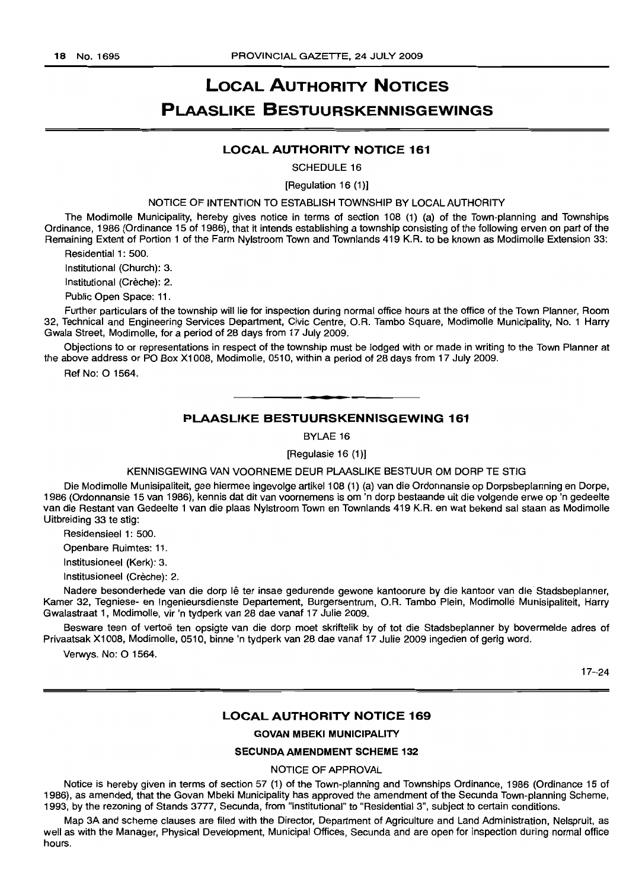# LOCAL AUTHORITY NOTICES

# PLAASLIKE BESTUURSKENNISGEWINGS

## LOCAL AUTHORITY NOTICE 161

SCHEDULE 16

[Regulation 16 (1)]

NOTICE OF INTENTION TO ESTABLISH TOWNSHIP BY LOCAL AUTHORITY

The Modimolle Municipality, hereby gives notice in terms of section 108 (1) (a) of the Town-planning and Townships Ordinance, 1986 (Ordinance 15 of 1986), that it intends establishing a township consisting of the following erven on part of the Remaining Extent of Portion 1 of the Farm Nylstroom Town and Townlands 419 K.R. to be known as Modimolle Extension 33:

Residential 1: 500.

Institutional (Church): 3.

Institutional (Crèche): 2.

Public Open Space: 11.

Further particulars of the township will lie for inspection during normal office hours at the office of the Town Planner, Room 32, Technical and Engineering Services Department, Civic Centre, O.R. Tambo Square, Modimolle Municipality, No. 1 Harry Gwala Street, Modimolle, for a period of 28 days from 17 July 2009.

Objections to or representations in respect of the township must be lodged with or made in writing to the Town Planner at the above address or PO Box X1008, Modimolle, 0510, within a period of 28 days from 17 July 2009.

Ref No: O 1564.

---

## PLAASLIKE BESTUURSKENNISGEWING 161

BYLAE 16

[Regulasie 16 (1)]

KENNISGEWING VAN VOORNEME DEUR PLAASLIKE BESTUUR OM DORP TE STIG

Die Modimolle Munisipaliteit, gee hiermee ingevolge artikel 108 (1) (a) van die Ordonnansie op Dorpsbeplanning en Dorpe, 1986 (Ordonnansie 15 van 1986), kennis dat dit van voornemens is om 'n dorp bestaande uit die volgende erwe op 'n gedeelte van die Restant van Gedeelte 1 van die plaas Nylstroom Town en Townlands 419 K.R. en wat bekend sal staan as Modimolle Uitbreiding 33 te stig:

Residensieel 1: 500.

Openbare Ruimtes: 11.

Institusioneel (Kerk): 3.

Institusioneel (Crèche): 2.

Nadere besonderhede van die dorp lê ter insae gedurende gewone kantoorure by die kantoor van die Stadsbeplanner, Kamer 32, Tegniese- en Ingenieursdienste Departement, Burgersentrum, O.R. Tambo Plein, Modimolle Munisipaliteit, Harry Gwalastraat 1, Modimolle, vir 'n tydperk van 28 dae vanaf 17 Julie 2009.

Besware teen of vertoë ten opsigte van die dorp moet skriftelik by of tot die Stadsbeplanner by bovermelde adres of Privaatsak X1008, Modimolle, 0510, binne 'n tydperk van 28 dae vanaf 17 Julie 2009 ingedien of gerig word.

Verwys. No: O 1564.

17–24

---

## LOCAL AUTHORITY NOTICE 169

**GOVAN MBEKI MUNICIPALITY**

**SECUNDA AMENDMENT SCHEME 132**

NOTICE OF APPROVAL

Notice is hereby given in terms of section 57 (1) of the Town-planning and Townships Ordinance, 1986 (Ordinance 15 of 1986), as amended, that the Govan Mbeki Municipality has approved the amendment of the Secunda Town-planning Scheme, 1993, by the rezoning of Stands 3777, Secunda, from "Institutional" to "Residential 3", subject to certain conditions.

Map 3A and scheme clauses are filed with the Director, Department of Agriculture and Land Administration, Nelspruit, as well as with the Manager, Physical Development, Municipal Offices, Secunda and are open for inspection during normal office hours.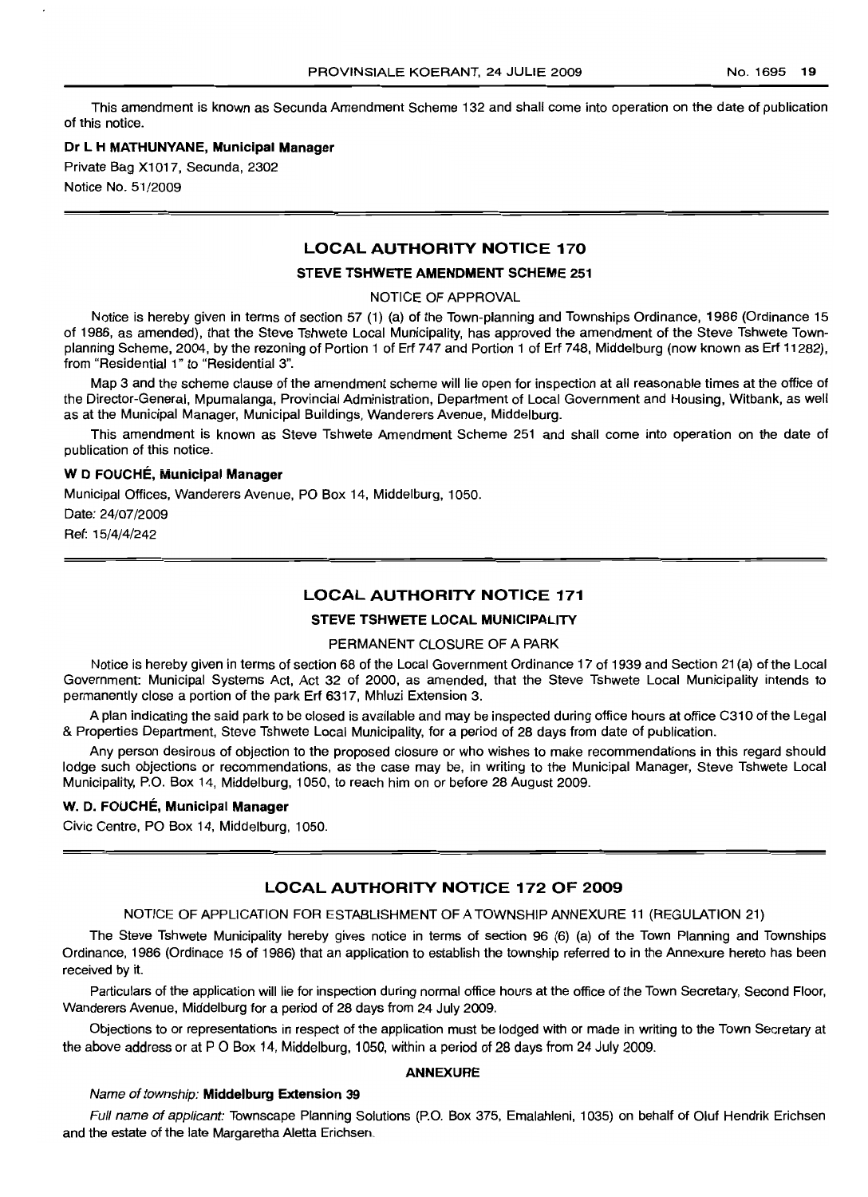This amendment is known as Secunda Amendment Scheme 132 and shall come into operation on the date of publication of this notice.

**Dr L H MATHUNYANE, Municipal Manager**

Private Bag X1017, Secunda, 2302

Notice No. 51/2009

## LOCAL AUTHORITY NOTICE 170

### STEVE TSHWETE AMENDMENT SCHEME 251

NOTICE OF APPROVAL

Notice is hereby given in terms of section 57 (1) (a) of the Town-planning and Townships Ordinance, 1986 (Ordinance 15 of 1986, as amended), that the Steve Tshwete Local Municipality, has approved the amendment of the Steve Tshwete Town-planning Scheme, 2004, by the rezoning of Portion 1 of Erf 747 and Portion 1 of Erf 748, Middelburg (now known as Erf 11282), from "Residential 1" to "Residential 3".

Map 3 and the scheme clause of the amendment scheme will lie open for inspection at all reasonable times at the office of the Director-General, Mpumalanga, Provincial Administration, Department of Local Government and Housing, Witbank, as well as at the Municipal Manager, Municipal Buildings, Wanderers Avenue, Middelburg.

This amendment is known as Steve Tshwete Amendment Scheme 251 and shall come into operation on the date of publication of this notice.

**W D FOUCHÉ, Municipal Manager**

Municipal Offices, Wanderers Avenue, PO Box 14, Middelburg, 1050.

Date: 24/07/2009

Ref: 15/4/4/242

## LOCAL AUTHORITY NOTICE 171

### STEVE TSHWETE LOCAL MUNICIPALITY

PERMANENT CLOSURE OF A PARK

Notice is hereby given in terms of section 68 of the Local Government Ordinance 17 of 1939 and Section 21(a) of the Local Government: Municipal Systems Act, Act 32 of 2000, as amended, that the Steve Tshwete Local Municipality intends to permanently close a portion of the park Erf 6317, Mhluzi Extension 3.

A plan indicating the said park to be closed is available and may be inspected during office hours at office C310 of the Legal & Properties Department, Steve Tshwete Local Municipality, for a period of 28 days from date of publication.

Any person desirous of objection to the proposed closure or who wishes to make recommendations in this regard should lodge such objections or recommendations, as the case may be, in writing to the Municipal Manager, Steve Tshwete Local Municipality, P.O. Box 14, Middelburg, 1050, to reach him on or before 28 August 2009.

**W. D. FOUCHÉ, Municipal Manager**

Civic Centre, PO Box 14, Middelburg, 1050.

## LOCAL AUTHORITY NOTICE 172 OF 2009

NOTICE OF APPLICATION FOR ESTABLISHMENT OF A TOWNSHIP ANNEXURE 11 (REGULATION 21)

The Steve Tshwete Municipality hereby gives notice in terms of section 96 (6) (a) of the Town Planning and Townships Ordinance, 1986 (Ordinace 15 of 1986) that an application to establish the township referred to in the Annexure hereto has been received by it.

Particulars of the application will lie for inspection during normal office hours at the office of the Town Secretary, Second Floor, Wanderers Avenue, Middelburg for a period of 28 days from 24 July 2009.

Objections to or representations in respect of the application must be lodged with or made in writing to the Town Secretary at the above address or at P O Box 14, Middelburg, 1050, within a period of 28 days from 24 July 2009.

**ANNEXURE**

*Name of township:* **Middelburg Extension 39**

*Full name of applicant:* Townscape Planning Solutions (P.O. Box 375, Emalahleni, 1035) on behalf of Oluf Hendrik Erichsen and the estate of the late Margaretha Aletta Erichsen.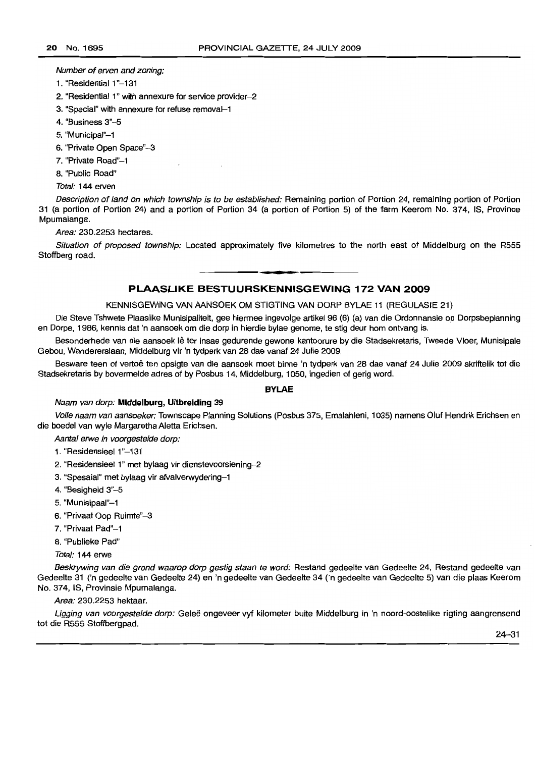*Number of erven and zoning:*

1. "Residential 1"–131
2. "Residential 1" with annexure for service provider–2
3. "Special" with annexure for refuse removal–1
4. "Business 3"–5
5. "Municipal"–1
6. "Private Open Space"–3
7. "Private Road"–1
8. "Public Road"

*Total:* 144 erven

*Description of land on which township is to be established:* Remaining portion of Portion 24, remaining portion of Portion 31 (a portion of Portion 24) and a portion of Portion 34 (a portion of Portion 5) of the farm Keerom No. 374, IS, Province Mpumalanga.

*Area:* 230.2253 hectares.

*Situation of proposed township:* Located approximately five kilometres to the north east of Middelburg on the R555 Stoffberg road.

---

## PLAASLIKE BESTUURSKENNISGEWING 172 VAN 2009

KENNISGEWING VAN AANSOEK OM STIGTING VAN DORP BYLAE 11 (REGULASIE 21)

Die Steve Tshwete Plaaslike Munisipaliteit, gee hiermee ingevolge artikel 96 (6) (a) van die Ordonnansie op Dorpsbeplanning en Dorpe, 1986, kennis dat 'n aansoek om die dorp in hierdie bylae genome, te stig deur hom ontvang is.

Besonderhede van die aansoek lê ter insae gedurende gewone kantoorure by die Stadsekretaris, Tweede Vloer, Munisipale Gebou, Wandererslaan, Middelburg vir 'n tydperk van 28 dae vanaf 24 Julie 2009.

Besware teen of vertoë ten opsigte van die aansoek moet binne 'n tydperk van 28 dae vanaf 24 Julie 2009 skriftelik tot die Stadsekretaris by bovermelde adres of by Posbus 14, Middelburg, 1050, ingedien of gerig word.

### BYLAE

*Naam van dorp:* **Middelburg, Uitbreiding 39**

*Volle naam van aansoeker:* Townscape Planning Solutions (Posbus 375, Emalahleni, 1035) namens Oluf Hendrik Erichsen en die boedel van wyle Margaretha Aletta Erichsen.

*Aantal erwe in voorgestelde dorp:*

1. "Residensieel 1"–131
2. "Residensieel 1" met bylaag vir dienstevoorsiening–2
3. "Spesaial" met bylaag vir afvalverwydering–1
4. "Besigheid 3"–5
5. "Munisipaal"–1
6. "Privaat Oop Ruimte"–3
7. "Privaat Pad"–1
8. "Publieke Pad"

*Total:* 144 erwe

*Beskrywing van die grond waarop dorp gestig staan te word:* Restand gedeelte van Gedeelte 24, Restand gedeelte van Gedeelte 31 ('n gedeelte van Gedeelte 24) en 'n gedeelte van Gedeelte 34 ('n gedeelte van Gedeelte 5) van die plaas Keerom No. 374, IS, Provinsie Mpumalanga.

*Area:* 230.2253 hektaar.

*Ligging van voorgestelde dorp:* Geleë ongeveer vyf kilometer buite Middelburg in 'n noord-oostelike rigting aangrensend tot die R555 Stoffbergpad.

24–31